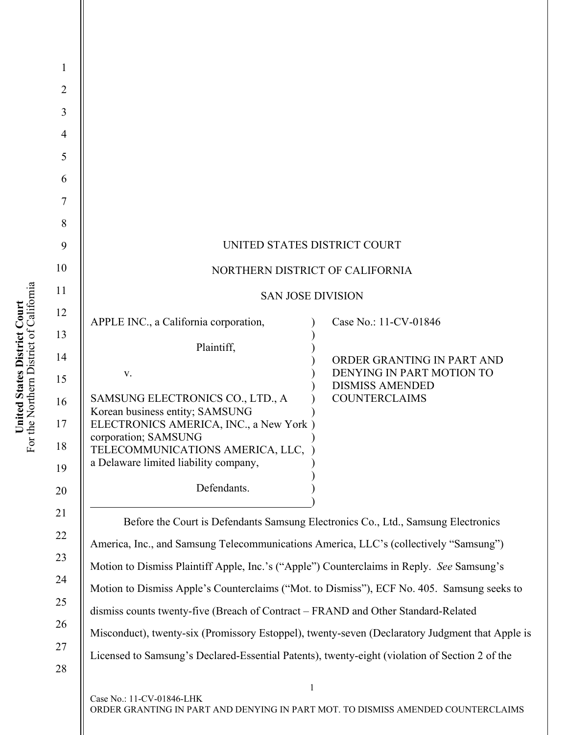UNITED STATES DISTRICT COURT

NORTHERN DISTRICT OF CALIFORNIA

SAN JOSE DIVISION

APPLE INC., a California corporation,

Plaintiff,

v.

SAMSUNG ELECTRONICS CO., LTD., A Korean business entity; SAMSUNG ELECTRONICS AMERICA, INC., a New York corporation; SAMSUNG TELECOMMUNICATIONS AMERICA, LLC, a Delaware limited liability company,

Defendants.

Case No.: 11-CV-01846

ORDER GRANTING IN PART AND DENYING IN PART MOTION TO DISMISS AMENDED COUNTERCLAIMS

Before the Court is Defendants Samsung Electronics Co., Ltd., Samsung Electronics America, Inc., and Samsung Telecommunications America, LLC's (collectively "Samsung") Motion to Dismiss Plaintiff Apple, Inc.'s ("Apple") Counterclaims in Reply. *See* Samsung's Motion to Dismiss Apple's Counterclaims ("Mot. to Dismiss"), ECF No. 405. Samsung seeks to dismiss counts twenty-five (Breach of Contract – FRAND and Other Standard-Related Misconduct), twenty-six (Promissory Estoppel), twenty-seven (Declaratory Judgment that Apple is Licensed to Samsung's Declared-Essential Patents), twenty-eight (violation of Section 2 of the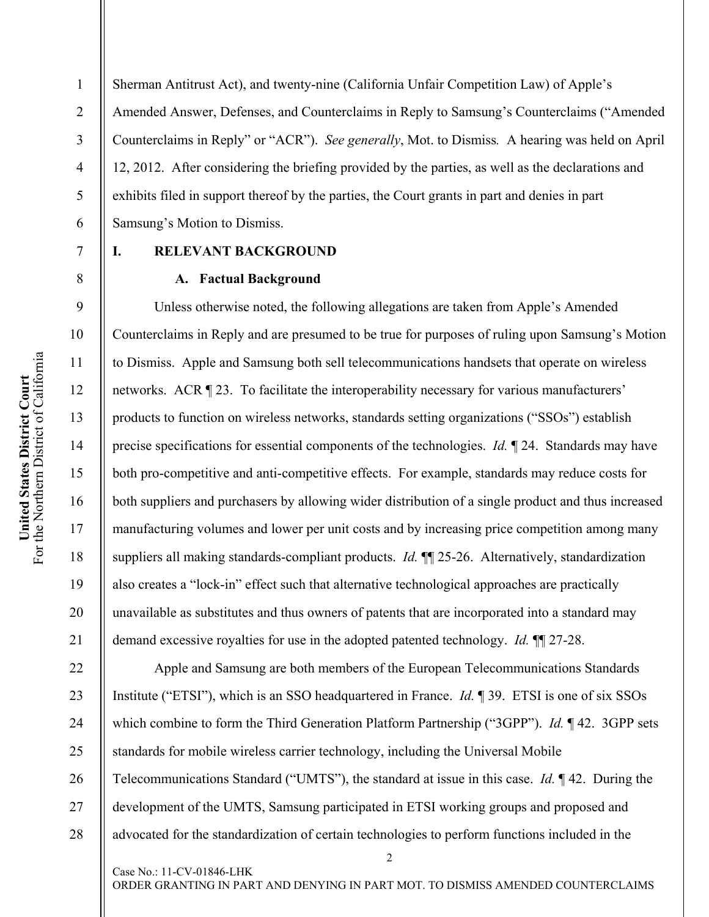Sherman Antitrust Act), and twenty-nine (California Unfair Competition Law) of Apple's Amended Answer, Defenses, and Counterclaims in Reply to Samsung's Counterclaims ("Amended Counterclaims in Reply" or "ACR"). *See generally*, Mot. to Dismiss*.* A hearing was held on April 12, 2012. After considering the briefing provided by the parties, as well as the declarations and exhibits filed in support thereof by the parties, the Court grants in part and denies in part Samsung's Motion to Dismiss.

## I. RELEVANT BACKGROUND

### A. Factual Background

Unless otherwise noted, the following allegations are taken from Apple's Amended Counterclaims in Reply and are presumed to be true for purposes of ruling upon Samsung's Motion to Dismiss. Apple and Samsung both sell telecommunications handsets that operate on wireless networks. ACR ¶ 23. To facilitate the interoperability necessary for various manufacturers' products to function on wireless networks, standards setting organizations ("SSOs") establish precise specifications for essential components of the technologies. *Id.* ¶ 24. Standards may have both pro-competitive and anti-competitive effects. For example, standards may reduce costs for both suppliers and purchasers by allowing wider distribution of a single product and thus increased manufacturing volumes and lower per unit costs and by increasing price competition among many suppliers all making standards-compliant products. *Id.* ¶¶ 25-26. Alternatively, standardization also creates a "lock-in" effect such that alternative technological approaches are practically unavailable as substitutes and thus owners of patents that are incorporated into a standard may demand excessive royalties for use in the adopted patented technology. *Id.* ¶¶ 27-28.

Apple and Samsung are both members of the European Telecommunications Standards Institute ("ETSI"), which is an SSO headquartered in France. *Id.* ¶ 39. ETSI is one of six SSOs which combine to form the Third Generation Platform Partnership ("3GPP"). *Id.* ¶ 42. 3GPP sets standards for mobile wireless carrier technology, including the Universal Mobile Telecommunications Standard ("UMTS"), the standard at issue in this case. *Id.* ¶ 42. During the development of the UMTS, Samsung participated in ETSI working groups and proposed and advocated for the standardization of certain technologies to perform functions included in the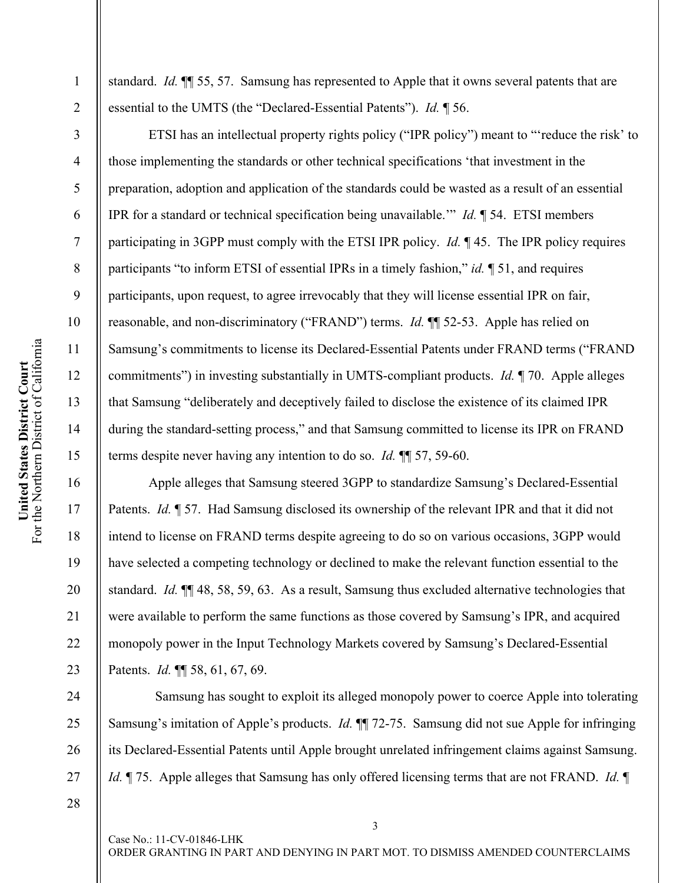standard. *Id.* ¶¶ 55, 57. Samsung has represented to Apple that it owns several patents that are essential to the UMTS (the "Declared-Essential Patents"). *Id.* ¶ 56.

ETSI has an intellectual property rights policy ("IPR policy") meant to "'reduce the risk' to those implementing the standards or other technical specifications 'that investment in the preparation, adoption and application of the standards could be wasted as a result of an essential IPR for a standard or technical specification being unavailable.'" *Id.* ¶ 54. ETSI members participating in 3GPP must comply with the ETSI IPR policy. *Id.* ¶ 45. The IPR policy requires participants "to inform ETSI of essential IPRs in a timely fashion," *id.* ¶ 51, and requires participants, upon request, to agree irrevocably that they will license essential IPR on fair, reasonable, and non-discriminatory ("FRAND") terms. *Id.* ¶¶ 52-53. Apple has relied on Samsung's commitments to license its Declared-Essential Patents under FRAND terms ("FRAND commitments") in investing substantially in UMTS-compliant products. *Id.* ¶ 70. Apple alleges that Samsung "deliberately and deceptively failed to disclose the existence of its claimed IPR during the standard-setting process," and that Samsung committed to license its IPR on FRAND terms despite never having any intention to do so. *Id.* ¶¶ 57, 59-60.

Apple alleges that Samsung steered 3GPP to standardize Samsung's Declared-Essential Patents. *Id.* ¶ 57. Had Samsung disclosed its ownership of the relevant IPR and that it did not intend to license on FRAND terms despite agreeing to do so on various occasions, 3GPP would have selected a competing technology or declined to make the relevant function essential to the standard. *Id.* ¶¶ 48, 58, 59, 63. As a result, Samsung thus excluded alternative technologies that were available to perform the same functions as those covered by Samsung's IPR, and acquired monopoly power in the Input Technology Markets covered by Samsung's Declared-Essential Patents. *Id.* ¶¶ 58, 61, 67, 69.

Samsung has sought to exploit its alleged monopoly power to coerce Apple into tolerating Samsung's imitation of Apple's products. *Id.* ¶¶ 72-75. Samsung did not sue Apple for infringing its Declared-Essential Patents until Apple brought unrelated infringement claims against Samsung. *Id.* ¶ 75. Apple alleges that Samsung has only offered licensing terms that are not FRAND. *Id.* ¶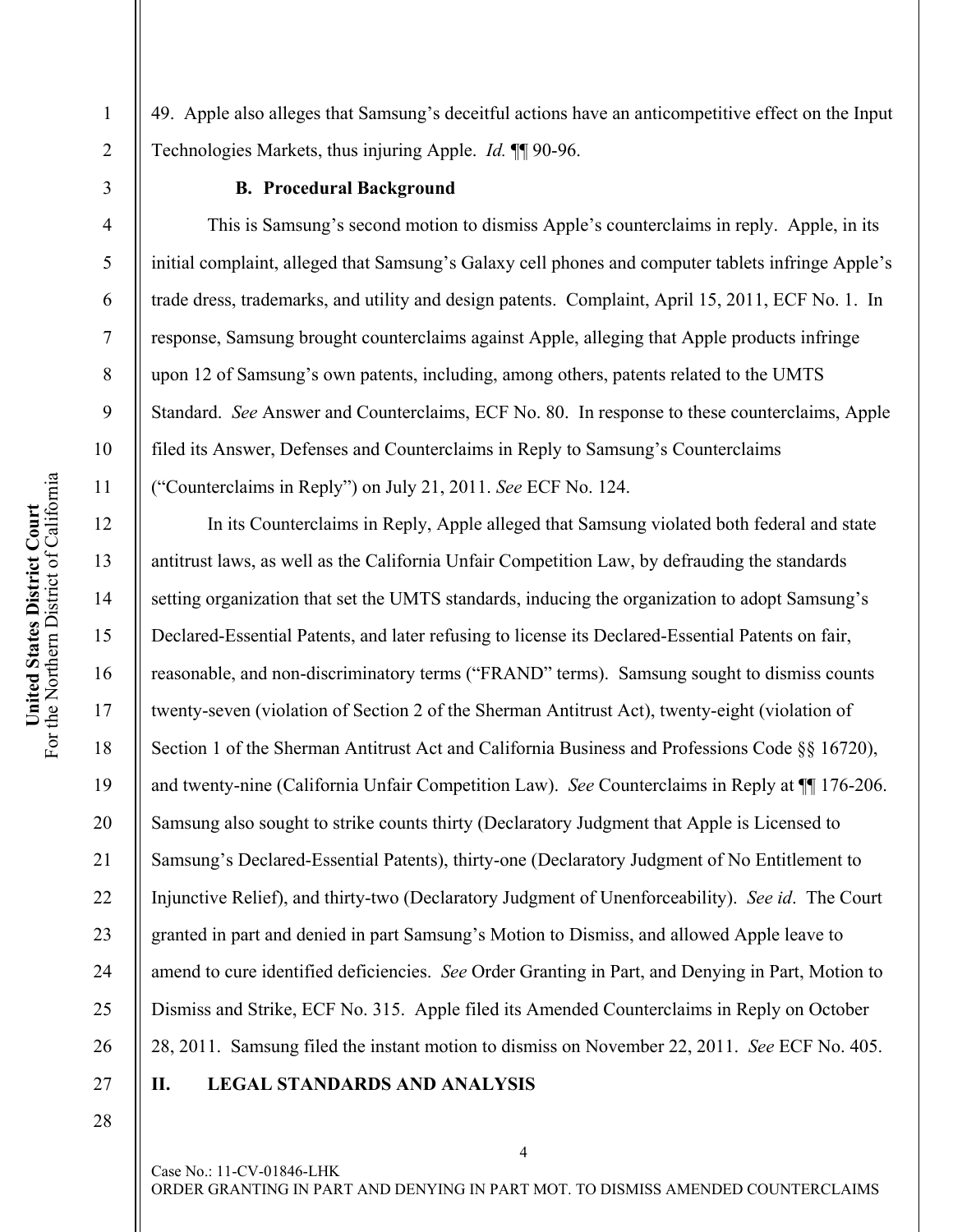49. Apple also alleges that Samsung's deceitful actions have an anticompetitive effect on the Input Technologies Markets, thus injuring Apple. *Id.* ¶¶ 90-96.

### B. Procedural Background

This is Samsung's second motion to dismiss Apple's counterclaims in reply. Apple, in its initial complaint, alleged that Samsung's Galaxy cell phones and computer tablets infringe Apple's trade dress, trademarks, and utility and design patents. Complaint, April 15, 2011, ECF No. 1. In response, Samsung brought counterclaims against Apple, alleging that Apple products infringe upon 12 of Samsung's own patents, including, among others, patents related to the UMTS Standard. *See* Answer and Counterclaims, ECF No. 80. In response to these counterclaims, Apple filed its Answer, Defenses and Counterclaims in Reply to Samsung's Counterclaims ("Counterclaims in Reply") on July 21, 2011. *See* ECF No. 124.

In its Counterclaims in Reply, Apple alleged that Samsung violated both federal and state antitrust laws, as well as the California Unfair Competition Law, by defrauding the standards setting organization that set the UMTS standards, inducing the organization to adopt Samsung's Declared-Essential Patents, and later refusing to license its Declared-Essential Patents on fair, reasonable, and non-discriminatory terms ("FRAND" terms). Samsung sought to dismiss counts twenty-seven (violation of Section 2 of the Sherman Antitrust Act), twenty-eight (violation of Section 1 of the Sherman Antitrust Act and California Business and Professions Code §§ 16720), and twenty-nine (California Unfair Competition Law). *See* Counterclaims in Reply at ¶¶ 176-206. Samsung also sought to strike counts thirty (Declaratory Judgment that Apple is Licensed to Samsung's Declared-Essential Patents), thirty-one (Declaratory Judgment of No Entitlement to Injunctive Relief), and thirty-two (Declaratory Judgment of Unenforceability). *See id*. The Court granted in part and denied in part Samsung's Motion to Dismiss, and allowed Apple leave to amend to cure identified deficiencies. *See* Order Granting in Part, and Denying in Part, Motion to Dismiss and Strike, ECF No. 315. Apple filed its Amended Counterclaims in Reply on October 28, 2011. Samsung filed the instant motion to dismiss on November 22, 2011. *See* ECF No. 405.

## II. LEGAL STANDARDS AND ANALYSIS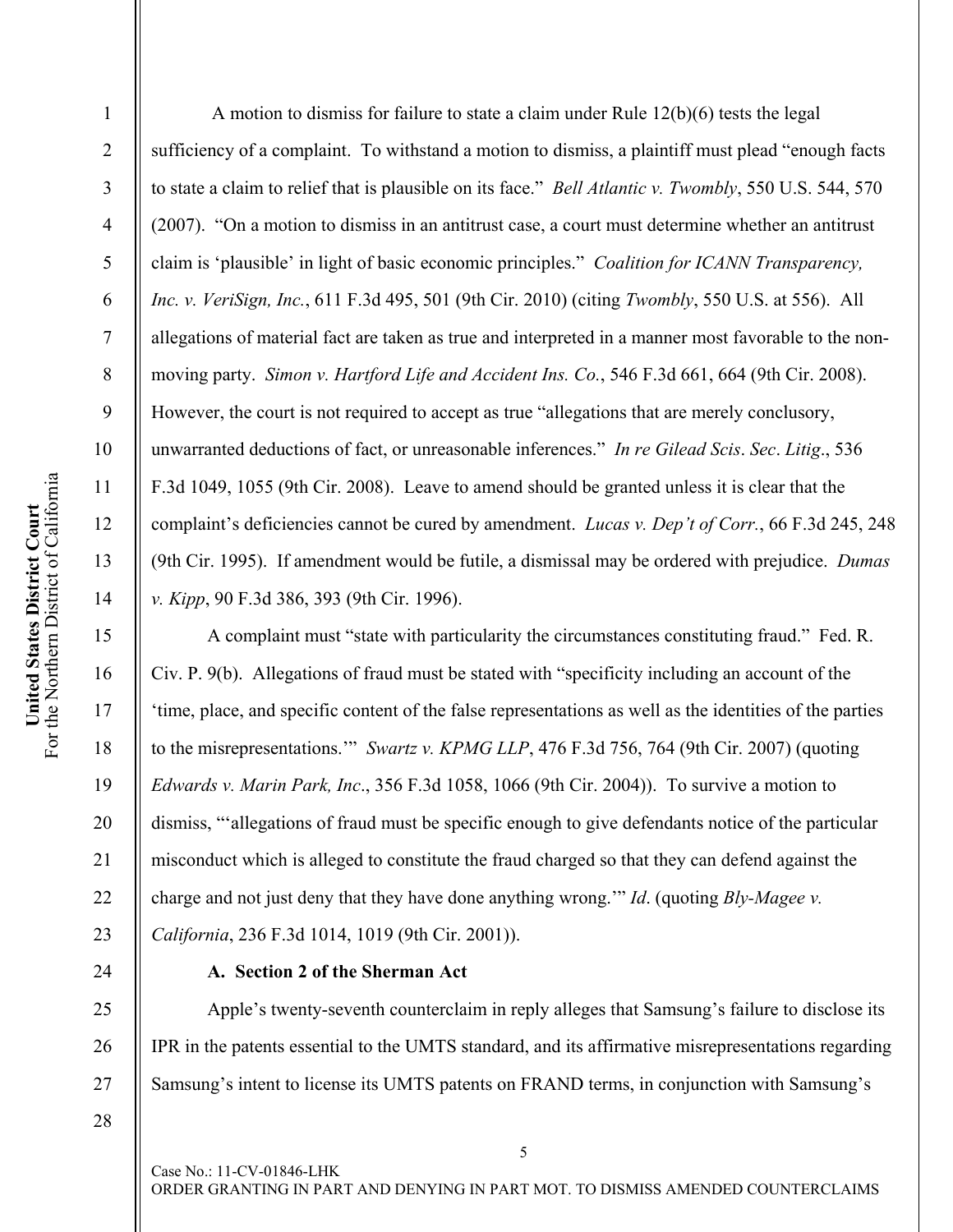A motion to dismiss for failure to state a claim under Rule 12(b)(6) tests the legal sufficiency of a complaint. To withstand a motion to dismiss, a plaintiff must plead "enough facts to state a claim to relief that is plausible on its face." *Bell Atlantic v. Twombly*, 550 U.S. 544, 570 (2007). "On a motion to dismiss in an antitrust case, a court must determine whether an antitrust claim is 'plausible' in light of basic economic principles." *Coalition for ICANN Transparency, Inc. v. VeriSign, Inc.*, 611 F.3d 495, 501 (9th Cir. 2010) (citing *Twombly*, 550 U.S. at 556). All allegations of material fact are taken as true and interpreted in a manner most favorable to the non-moving party. *Simon v. Hartford Life and Accident Ins. Co.*, 546 F.3d 661, 664 (9th Cir. 2008). However, the court is not required to accept as true "allegations that are merely conclusory, unwarranted deductions of fact, or unreasonable inferences." *In re Gilead Scis. Sec. Litig.*, 536 F.3d 1049, 1055 (9th Cir. 2008). Leave to amend should be granted unless it is clear that the complaint's deficiencies cannot be cured by amendment. *Lucas v. Dep't of Corr.*, 66 F.3d 245, 248 (9th Cir. 1995). If amendment would be futile, a dismissal may be ordered with prejudice. *Dumas v. Kipp*, 90 F.3d 386, 393 (9th Cir. 1996).

A complaint must "state with particularity the circumstances constituting fraud." Fed. R. Civ. P. 9(b). Allegations of fraud must be stated with "specificity including an account of the 'time, place, and specific content of the false representations as well as the identities of the parties to the misrepresentations.'" *Swartz v. KPMG LLP*, 476 F.3d 756, 764 (9th Cir. 2007) (quoting *Edwards v. Marin Park, Inc*., 356 F.3d 1058, 1066 (9th Cir. 2004)). To survive a motion to dismiss, "'allegations of fraud must be specific enough to give defendants notice of the particular misconduct which is alleged to constitute the fraud charged so that they can defend against the charge and not just deny that they have done anything wrong.'" *Id*. (quoting *Bly-Magee v. California*, 236 F.3d 1014, 1019 (9th Cir. 2001)).

**A. Section 2 of the Sherman Act**

Apple's twenty-seventh counterclaim in reply alleges that Samsung's failure to disclose its IPR in the patents essential to the UMTS standard, and its affirmative misrepresentations regarding Samsung's intent to license its UMTS patents on FRAND terms, in conjunction with Samsung's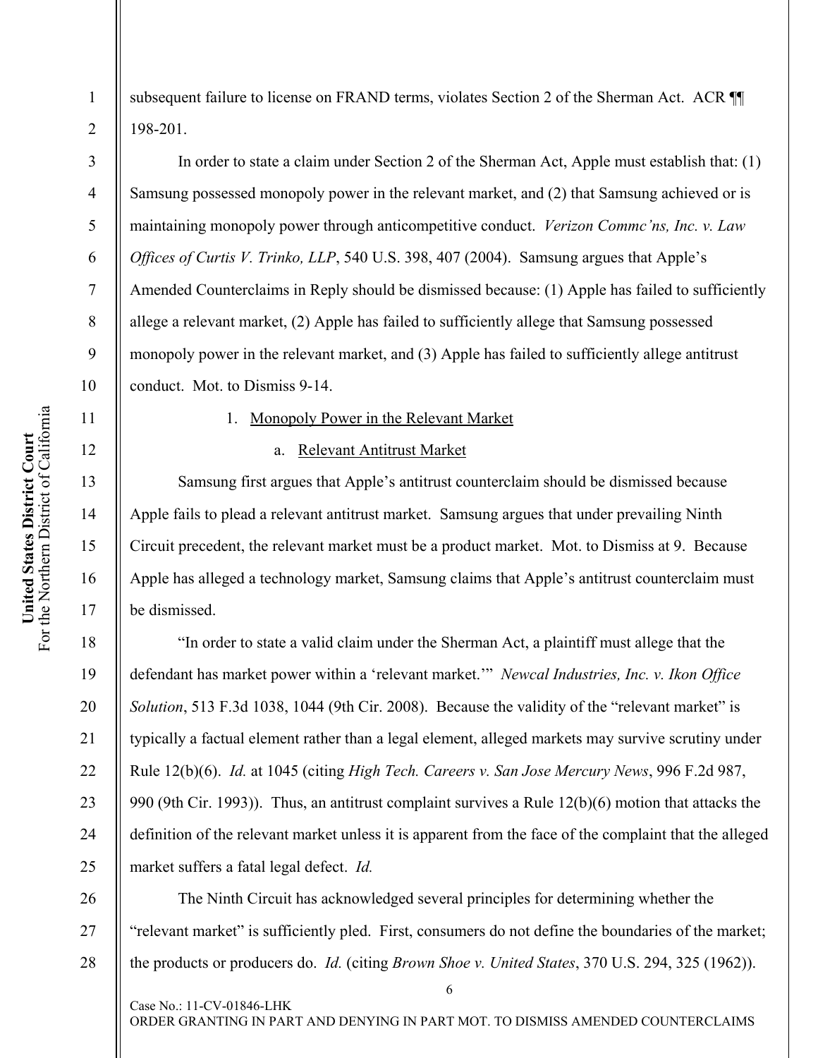subsequent failure to license on FRAND terms, violates Section 2 of the Sherman Act. ACR ¶¶ 198-201.

In order to state a claim under Section 2 of the Sherman Act, Apple must establish that: (1) Samsung possessed monopoly power in the relevant market, and (2) that Samsung achieved or is maintaining monopoly power through anticompetitive conduct. *Verizon Commc'ns, Inc. v. Law Offices of Curtis V. Trinko, LLP*, 540 U.S. 398, 407 (2004). Samsung argues that Apple's Amended Counterclaims in Reply should be dismissed because: (1) Apple has failed to sufficiently allege a relevant market, (2) Apple has failed to sufficiently allege that Samsung possessed monopoly power in the relevant market, and (3) Apple has failed to sufficiently allege antitrust conduct. Mot. to Dismiss 9-14.

1. Monopoly Power in the Relevant Market

a. Relevant Antitrust Market

Samsung first argues that Apple's antitrust counterclaim should be dismissed because Apple fails to plead a relevant antitrust market. Samsung argues that under prevailing Ninth Circuit precedent, the relevant market must be a product market. Mot. to Dismiss at 9. Because Apple has alleged a technology market, Samsung claims that Apple's antitrust counterclaim must be dismissed.

"In order to state a valid claim under the Sherman Act, a plaintiff must allege that the defendant has market power within a 'relevant market.'" *Newcal Industries, Inc. v. Ikon Office Solution*, 513 F.3d 1038, 1044 (9th Cir. 2008). Because the validity of the "relevant market" is typically a factual element rather than a legal element, alleged markets may survive scrutiny under Rule 12(b)(6). *Id.* at 1045 (citing *High Tech. Careers v. San Jose Mercury News*, 996 F.2d 987, 990 (9th Cir. 1993)). Thus, an antitrust complaint survives a Rule 12(b)(6) motion that attacks the definition of the relevant market unless it is apparent from the face of the complaint that the alleged market suffers a fatal legal defect. *Id.*

The Ninth Circuit has acknowledged several principles for determining whether the "relevant market" is sufficiently pled. First, consumers do not define the boundaries of the market; the products or producers do. *Id.* (citing *Brown Shoe v. United States*, 370 U.S. 294, 325 (1962)).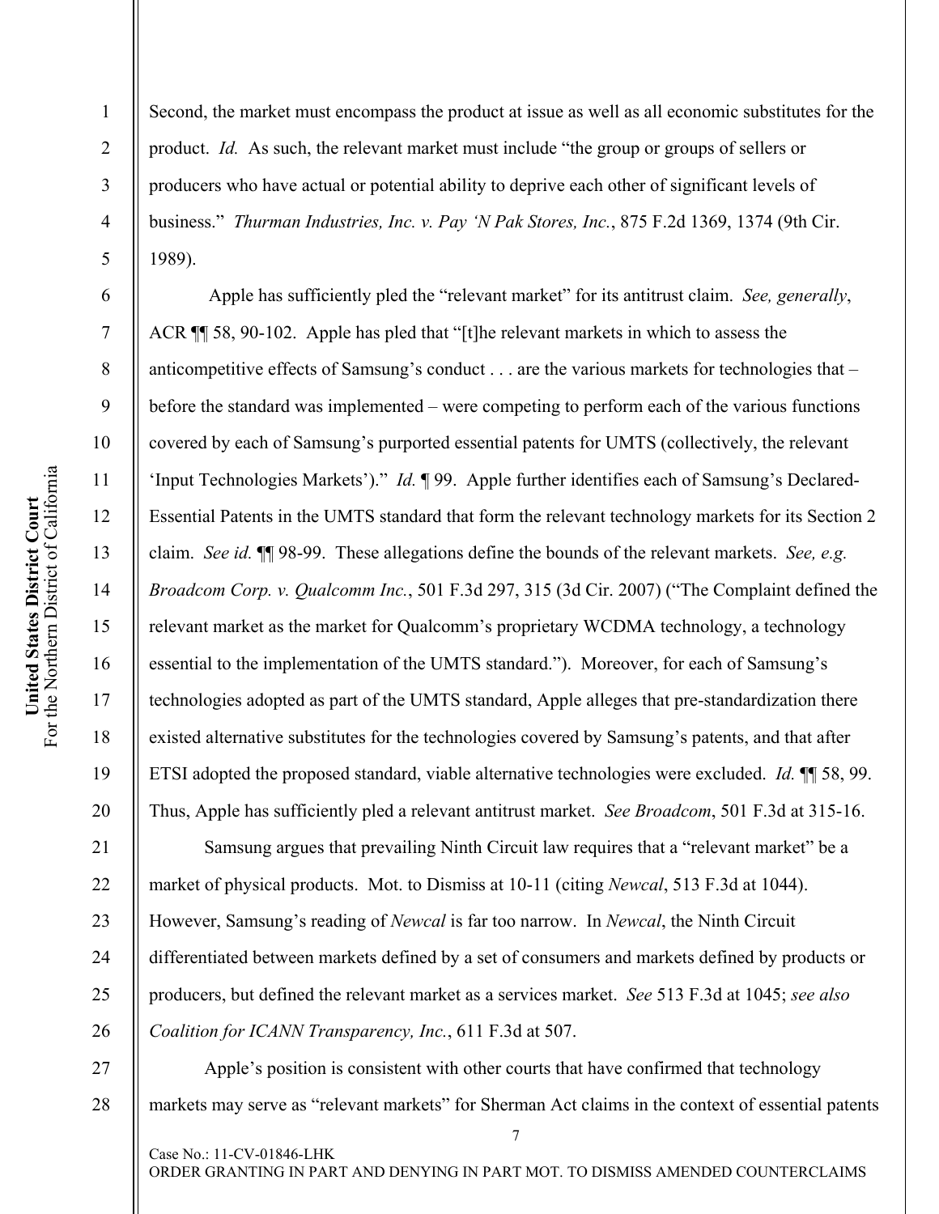Second, the market must encompass the product at issue as well as all economic substitutes for the product. *Id.* As such, the relevant market must include "the group or groups of sellers or producers who have actual or potential ability to deprive each other of significant levels of business." *Thurman Industries, Inc. v. Pay 'N Pak Stores, Inc.*, 875 F.2d 1369, 1374 (9th Cir. 1989).

Apple has sufficiently pled the "relevant market" for its antitrust claim. *See, generally*, ACR ¶¶ 58, 90-102. Apple has pled that "[t]he relevant markets in which to assess the anticompetitive effects of Samsung's conduct . . . are the various markets for technologies that – before the standard was implemented – were competing to perform each of the various functions covered by each of Samsung's purported essential patents for UMTS (collectively, the relevant 'Input Technologies Markets')." *Id.* ¶ 99. Apple further identifies each of Samsung's Declared-Essential Patents in the UMTS standard that form the relevant technology markets for its Section 2 claim. *See id.* ¶¶ 98-99. These allegations define the bounds of the relevant markets. *See, e.g. Broadcom Corp. v. Qualcomm Inc.*, 501 F.3d 297, 315 (3d Cir. 2007) ("The Complaint defined the relevant market as the market for Qualcomm's proprietary WCDMA technology, a technology essential to the implementation of the UMTS standard."). Moreover, for each of Samsung's technologies adopted as part of the UMTS standard, Apple alleges that pre-standardization there existed alternative substitutes for the technologies covered by Samsung's patents, and that after ETSI adopted the proposed standard, viable alternative technologies were excluded. *Id.* ¶¶ 58, 99. Thus, Apple has sufficiently pled a relevant antitrust market. *See Broadcom*, 501 F.3d at 315-16.

Samsung argues that prevailing Ninth Circuit law requires that a "relevant market" be a market of physical products. Mot. to Dismiss at 10-11 (citing *Newcal*, 513 F.3d at 1044). However, Samsung's reading of *Newcal* is far too narrow. In *Newcal*, the Ninth Circuit differentiated between markets defined by a set of consumers and markets defined by products or producers, but defined the relevant market as a services market. *See* 513 F.3d at 1045; *see also Coalition for ICANN Transparency, Inc.*, 611 F.3d at 507.

Apple's position is consistent with other courts that have confirmed that technology markets may serve as "relevant markets" for Sherman Act claims in the context of essential patents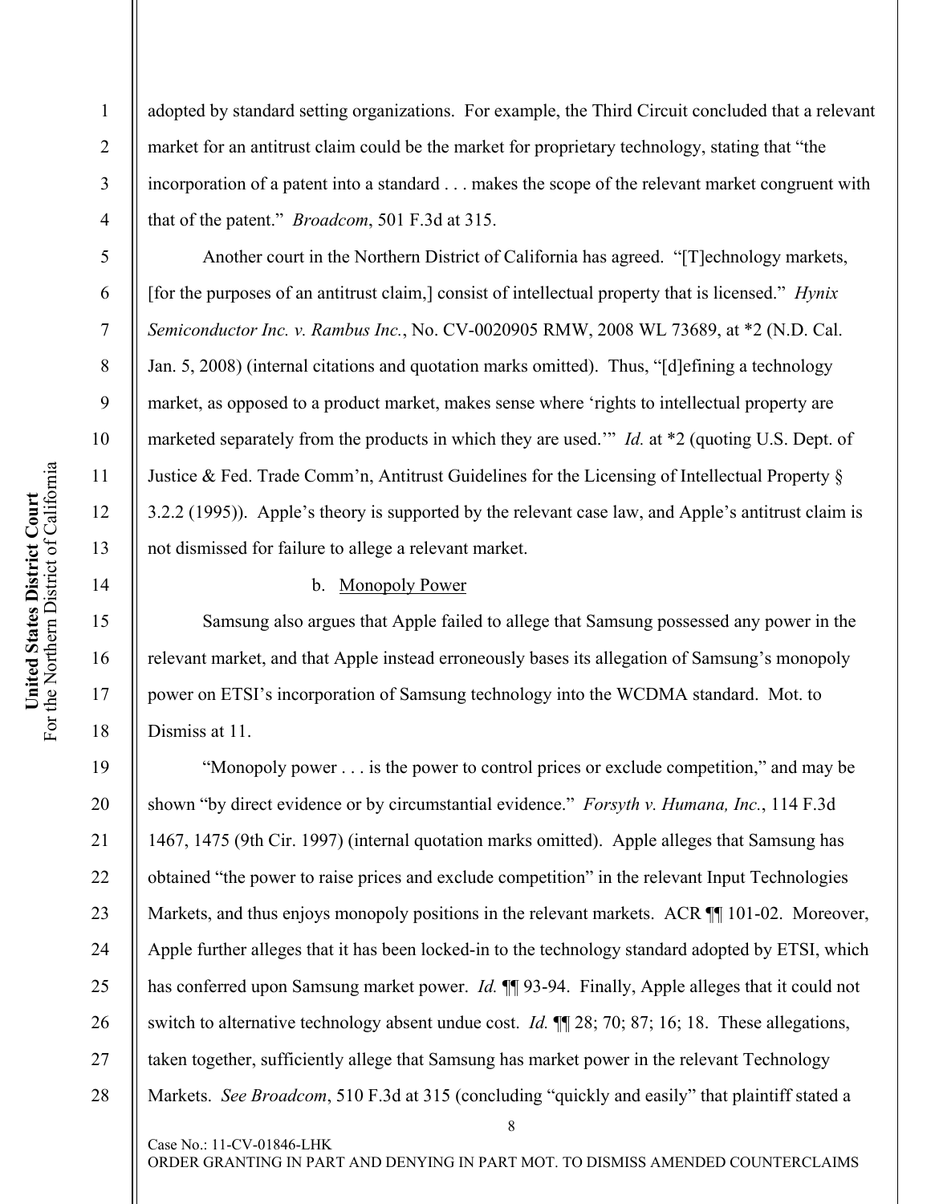adopted by standard setting organizations. For example, the Third Circuit concluded that a relevant market for an antitrust claim could be the market for proprietary technology, stating that "the incorporation of a patent into a standard . . . makes the scope of the relevant market congruent with that of the patent." *Broadcom*, 501 F.3d at 315.

Another court in the Northern District of California has agreed. "[T]echnology markets, [for the purposes of an antitrust claim,] consist of intellectual property that is licensed." *Hynix Semiconductor Inc. v. Rambus Inc.*, No. CV-0020905 RMW, 2008 WL 73689, at *2 (N.D. Cal. Jan. 5, 2008) (internal citations and quotation marks omitted). Thus, "[d]efining a technology market, as opposed to a product market, makes sense where 'rights to intellectual property are marketed separately from the products in which they are used.'" *Id.* at *2 (quoting U.S. Dept. of Justice & Fed. Trade Comm'n, Antitrust Guidelines for the Licensing of Intellectual Property § 3.2.2 (1995)). Apple's theory is supported by the relevant case law, and Apple's antitrust claim is not dismissed for failure to allege a relevant market.

b. Monopoly Power

Samsung also argues that Apple failed to allege that Samsung possessed any power in the relevant market, and that Apple instead erroneously bases its allegation of Samsung's monopoly power on ETSI's incorporation of Samsung technology into the WCDMA standard. Mot. to Dismiss at 11.

"Monopoly power . . . is the power to control prices or exclude competition," and may be shown "by direct evidence or by circumstantial evidence." *Forsyth v. Humana, Inc.*, 114 F.3d 1467, 1475 (9th Cir. 1997) (internal quotation marks omitted). Apple alleges that Samsung has obtained "the power to raise prices and exclude competition" in the relevant Input Technologies Markets, and thus enjoys monopoly positions in the relevant markets. ACR ¶¶ 101-02. Moreover, Apple further alleges that it has been locked-in to the technology standard adopted by ETSI, which has conferred upon Samsung market power. *Id.* ¶¶ 93-94. Finally, Apple alleges that it could not switch to alternative technology absent undue cost. *Id.* ¶¶ 28; 70; 87; 16; 18. These allegations, taken together, sufficiently allege that Samsung has market power in the relevant Technology Markets. *See Broadcom*, 510 F.3d at 315 (concluding "quickly and easily" that plaintiff stated a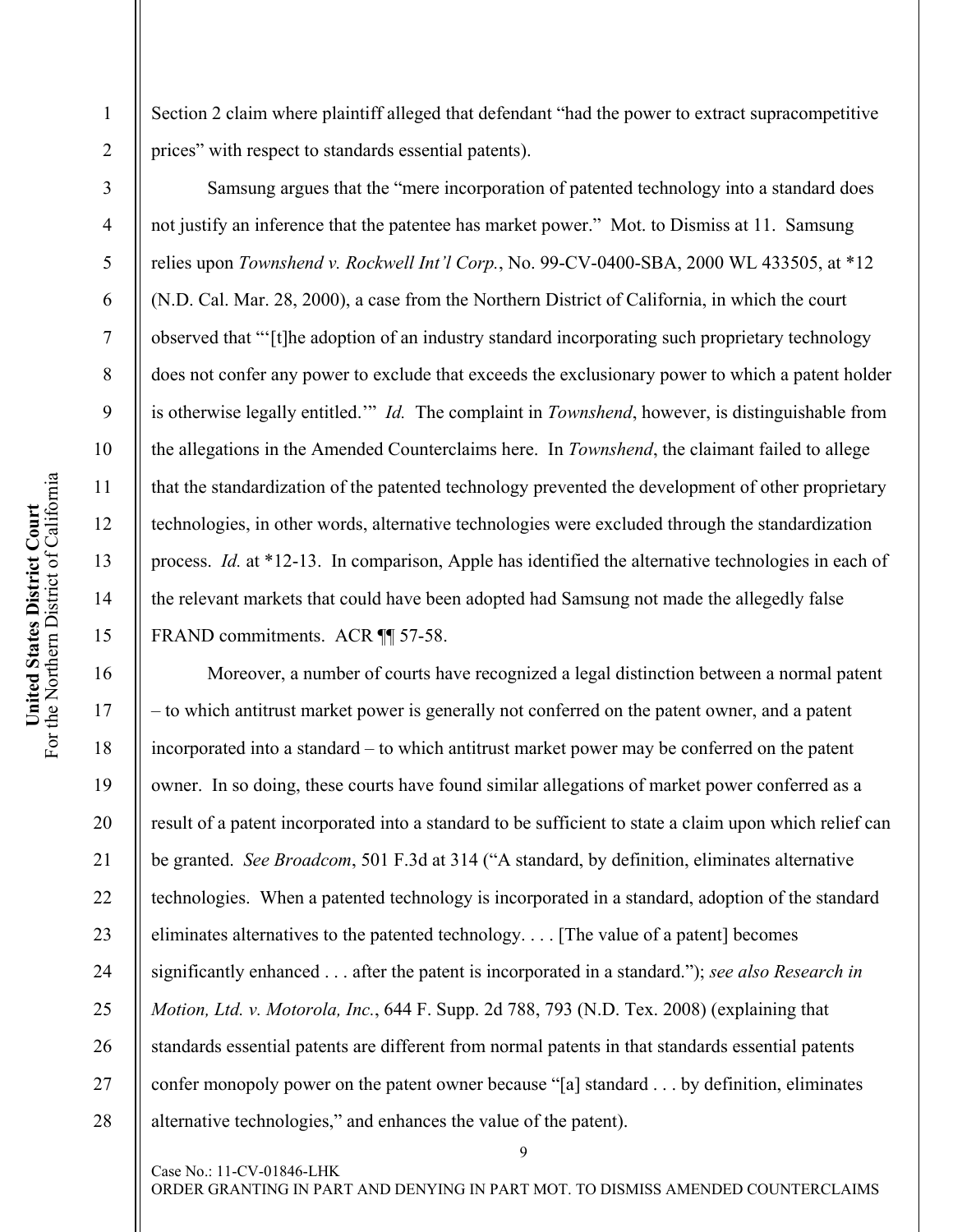Section 2 claim where plaintiff alleged that defendant "had the power to extract supracompetitive prices" with respect to standards essential patents).

Samsung argues that the "mere incorporation of patented technology into a standard does not justify an inference that the patentee has market power." Mot. to Dismiss at 11. Samsung relies upon *Townshend v. Rockwell Int'l Corp.*, No. 99-CV-0400-SBA, 2000 WL 433505, at *12 (N.D. Cal. Mar. 28, 2000), a case from the Northern District of California, in which the court observed that "'[t]he adoption of an industry standard incorporating such proprietary technology does not confer any power to exclude that exceeds the exclusionary power to which a patent holder is otherwise legally entitled.'" *Id.* The complaint in *Townshend*, however, is distinguishable from the allegations in the Amended Counterclaims here. In *Townshend*, the claimant failed to allege that the standardization of the patented technology prevented the development of other proprietary technologies, in other words, alternative technologies were excluded through the standardization process. *Id.* at *12-13. In comparison, Apple has identified the alternative technologies in each of the relevant markets that could have been adopted had Samsung not made the allegedly false FRAND commitments. ACR ¶¶ 57-58.

Moreover, a number of courts have recognized a legal distinction between a normal patent – to which antitrust market power is generally not conferred on the patent owner, and a patent incorporated into a standard – to which antitrust market power may be conferred on the patent owner. In so doing, these courts have found similar allegations of market power conferred as a result of a patent incorporated into a standard to be sufficient to state a claim upon which relief can be granted. *See Broadcom*, 501 F.3d at 314 ("A standard, by definition, eliminates alternative technologies. When a patented technology is incorporated in a standard, adoption of the standard eliminates alternatives to the patented technology. . . . [The value of a patent] becomes significantly enhanced . . . after the patent is incorporated in a standard."); *see also Research in Motion, Ltd. v. Motorola, Inc.*, 644 F. Supp. 2d 788, 793 (N.D. Tex. 2008) (explaining that standards essential patents are different from normal patents in that standards essential patents confer monopoly power on the patent owner because "[a] standard . . . by definition, eliminates alternative technologies," and enhances the value of the patent).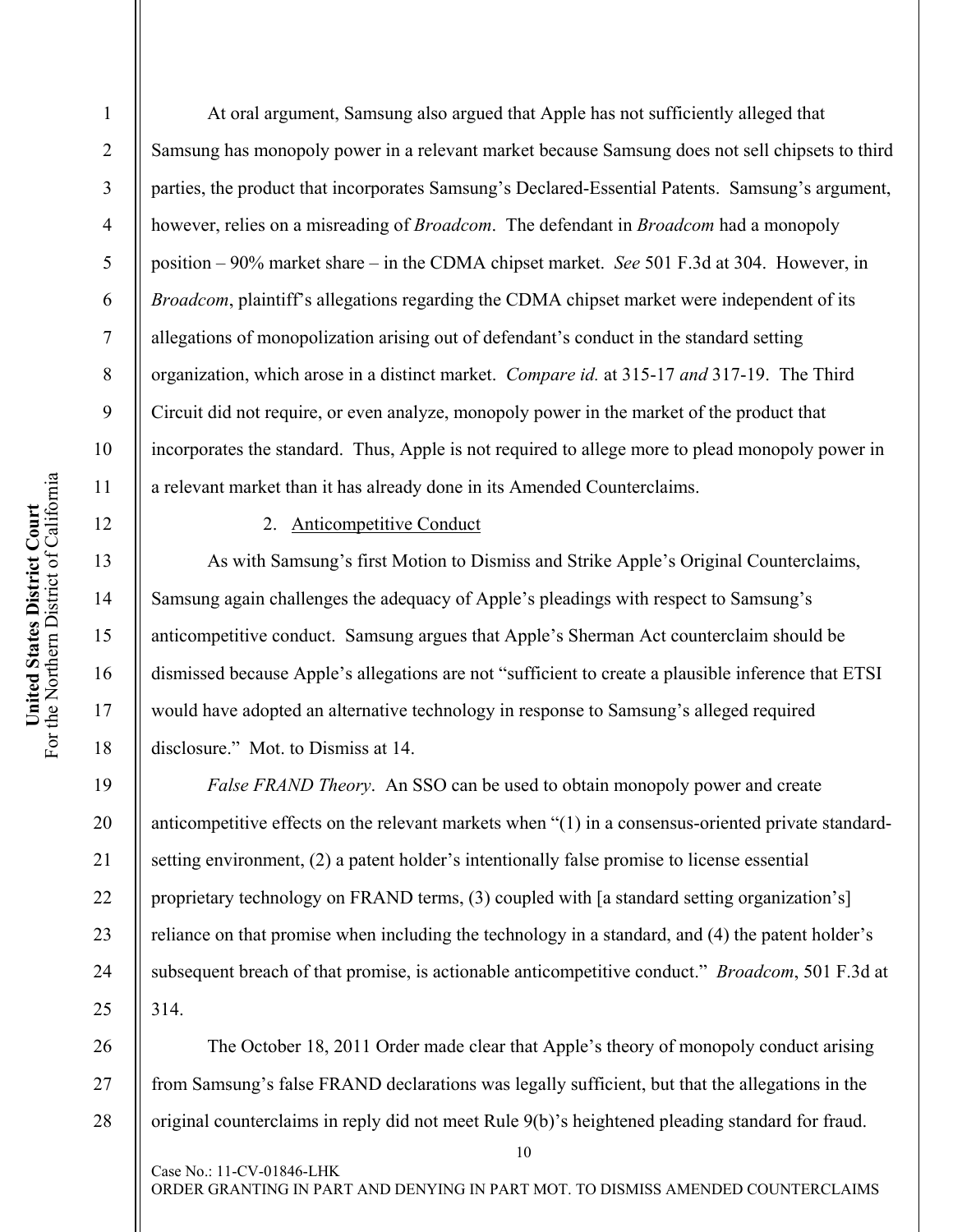At oral argument, Samsung also argued that Apple has not sufficiently alleged that Samsung has monopoly power in a relevant market because Samsung does not sell chipsets to third parties, the product that incorporates Samsung's Declared-Essential Patents. Samsung's argument, however, relies on a misreading of *Broadcom*. The defendant in *Broadcom* had a monopoly position – 90% market share – in the CDMA chipset market. *See* 501 F.3d at 304. However, in *Broadcom*, plaintiff's allegations regarding the CDMA chipset market were independent of its allegations of monopolization arising out of defendant's conduct in the standard setting organization, which arose in a distinct market. *Compare id.* at 315-17 *and* 317-19. The Third Circuit did not require, or even analyze, monopoly power in the market of the product that incorporates the standard. Thus, Apple is not required to allege more to plead monopoly power in a relevant market than it has already done in its Amended Counterclaims.

2. Anticompetitive Conduct

As with Samsung's first Motion to Dismiss and Strike Apple's Original Counterclaims, Samsung again challenges the adequacy of Apple's pleadings with respect to Samsung's anticompetitive conduct. Samsung argues that Apple's Sherman Act counterclaim should be dismissed because Apple's allegations are not "sufficient to create a plausible inference that ETSI would have adopted an alternative technology in response to Samsung's alleged required disclosure." Mot. to Dismiss at 14.

*False FRAND Theory*. An SSO can be used to obtain monopoly power and create anticompetitive effects on the relevant markets when "(1) in a consensus-oriented private standard-setting environment, (2) a patent holder's intentionally false promise to license essential proprietary technology on FRAND terms, (3) coupled with [a standard setting organization's] reliance on that promise when including the technology in a standard, and (4) the patent holder's subsequent breach of that promise, is actionable anticompetitive conduct." *Broadcom*, 501 F.3d at 314.

The October 18, 2011 Order made clear that Apple's theory of monopoly conduct arising from Samsung's false FRAND declarations was legally sufficient, but that the allegations in the original counterclaims in reply did not meet Rule 9(b)'s heightened pleading standard for fraud.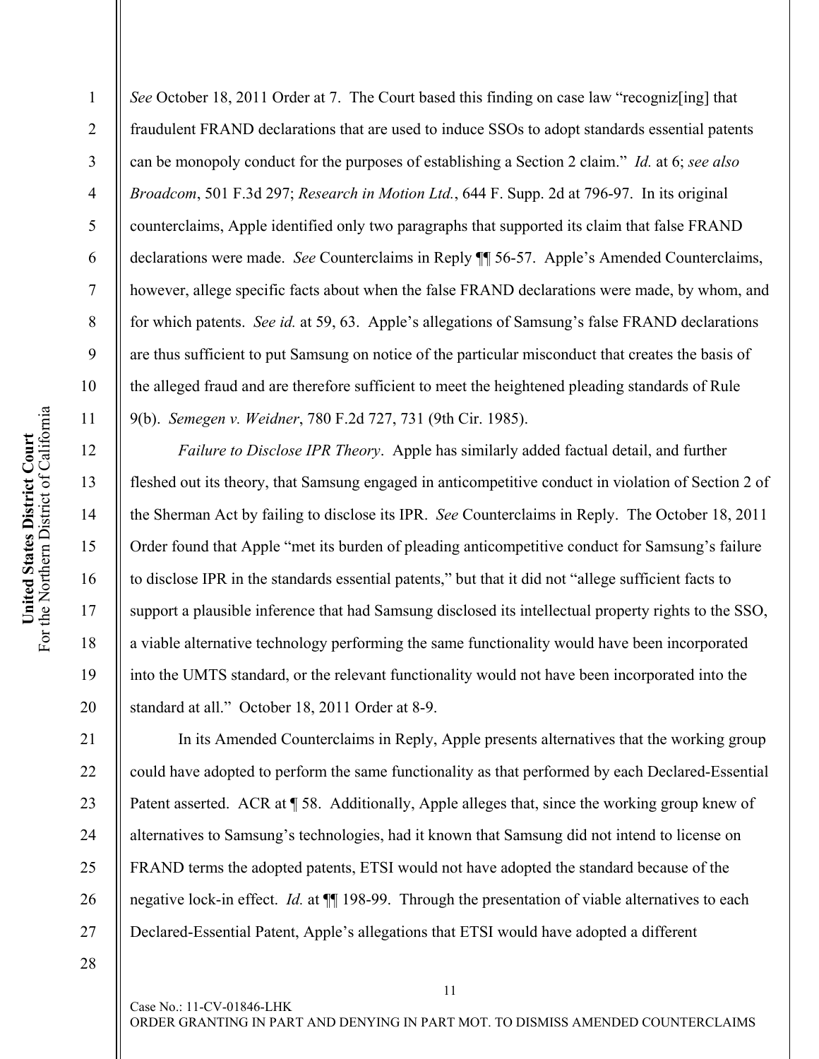*See* October 18, 2011 Order at 7. The Court based this finding on case law "recogniz[ing] that fraudulent FRAND declarations that are used to induce SSOs to adopt standards essential patents can be monopoly conduct for the purposes of establishing a Section 2 claim." *Id.* at 6; *see also Broadcom*, 501 F.3d 297; *Research in Motion Ltd.*, 644 F. Supp. 2d at 796-97. In its original counterclaims, Apple identified only two paragraphs that supported its claim that false FRAND declarations were made. *See* Counterclaims in Reply ¶¶ 56-57. Apple's Amended Counterclaims, however, allege specific facts about when the false FRAND declarations were made, by whom, and for which patents. *See id.* at 59, 63. Apple's allegations of Samsung's false FRAND declarations are thus sufficient to put Samsung on notice of the particular misconduct that creates the basis of the alleged fraud and are therefore sufficient to meet the heightened pleading standards of Rule 9(b). *Semegen v. Weidner*, 780 F.2d 727, 731 (9th Cir. 1985).

*Failure to Disclose IPR Theory*. Apple has similarly added factual detail, and further fleshed out its theory, that Samsung engaged in anticompetitive conduct in violation of Section 2 of the Sherman Act by failing to disclose its IPR. *See* Counterclaims in Reply. The October 18, 2011 Order found that Apple "met its burden of pleading anticompetitive conduct for Samsung's failure to disclose IPR in the standards essential patents," but that it did not "allege sufficient facts to support a plausible inference that had Samsung disclosed its intellectual property rights to the SSO, a viable alternative technology performing the same functionality would have been incorporated into the UMTS standard, or the relevant functionality would not have been incorporated into the standard at all." October 18, 2011 Order at 8-9.

In its Amended Counterclaims in Reply, Apple presents alternatives that the working group could have adopted to perform the same functionality as that performed by each Declared-Essential Patent asserted. ACR at ¶ 58. Additionally, Apple alleges that, since the working group knew of alternatives to Samsung's technologies, had it known that Samsung did not intend to license on FRAND terms the adopted patents, ETSI would not have adopted the standard because of the negative lock-in effect. *Id.* at ¶¶ 198-99. Through the presentation of viable alternatives to each Declared-Essential Patent, Apple's allegations that ETSI would have adopted a different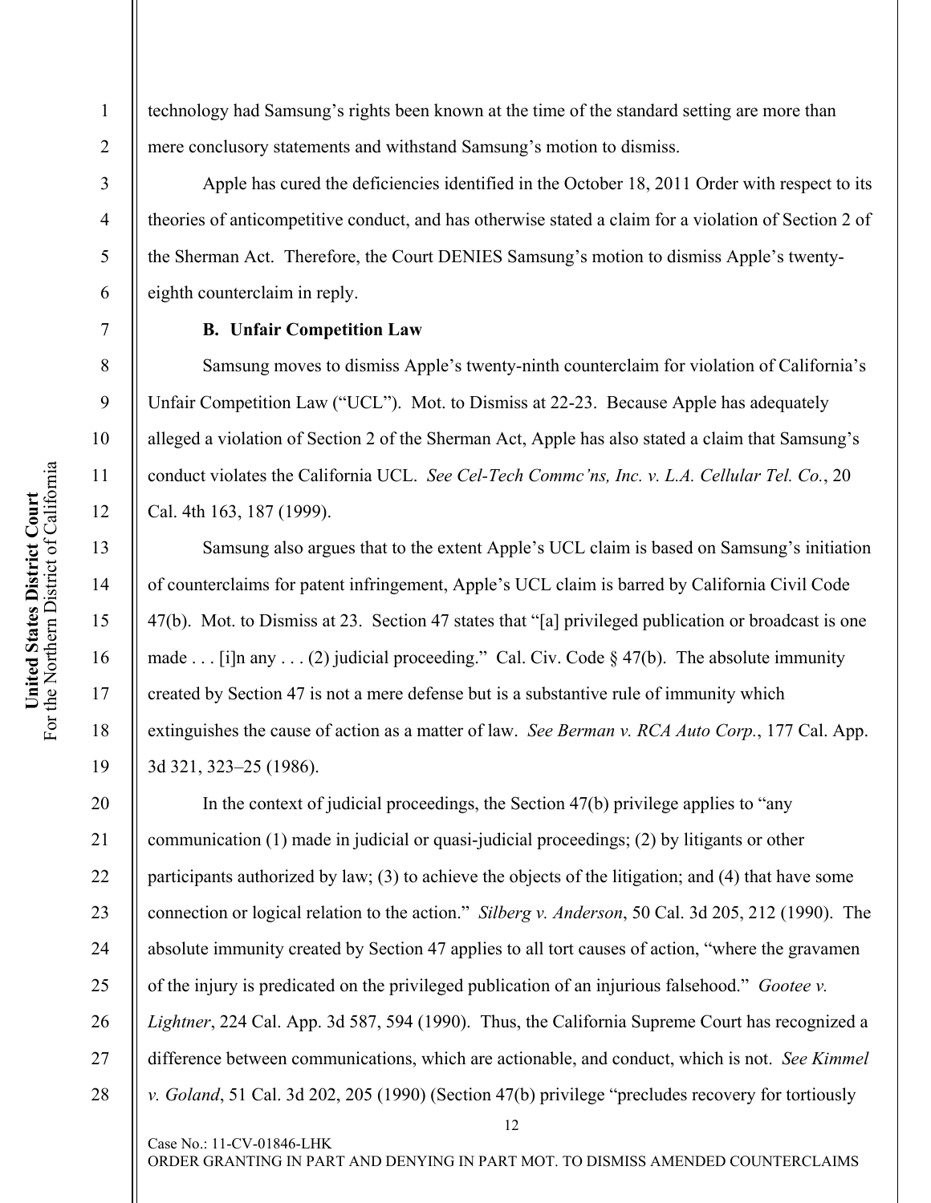technology had Samsung's rights been known at the time of the standard setting are more than mere conclusory statements and withstand Samsung's motion to dismiss.

Apple has cured the deficiencies identified in the October 18, 2011 Order with respect to its theories of anticompetitive conduct, and has otherwise stated a claim for a violation of Section 2 of the Sherman Act. Therefore, the Court DENIES Samsung's motion to dismiss Apple's twenty-eighth counterclaim in reply.

**B. Unfair Competition Law**

Samsung moves to dismiss Apple's twenty-ninth counterclaim for violation of California's Unfair Competition Law ("UCL"). Mot. to Dismiss at 22-23. Because Apple has adequately alleged a violation of Section 2 of the Sherman Act, Apple has also stated a claim that Samsung's conduct violates the California UCL. *See Cel-Tech Commc'ns, Inc. v. L.A. Cellular Tel. Co.*, 20 Cal. 4th 163, 187 (1999).

Samsung also argues that to the extent Apple's UCL claim is based on Samsung's initiation of counterclaims for patent infringement, Apple's UCL claim is barred by California Civil Code 47(b). Mot. to Dismiss at 23. Section 47 states that "[a] privileged publication or broadcast is one made . . . [i]n any . . . (2) judicial proceeding." Cal. Civ. Code § 47(b). The absolute immunity created by Section 47 is not a mere defense but is a substantive rule of immunity which extinguishes the cause of action as a matter of law. *See Berman v. RCA Auto Corp.*, 177 Cal. App. 3d 321, 323–25 (1986).

In the context of judicial proceedings, the Section 47(b) privilege applies to "any communication (1) made in judicial or quasi-judicial proceedings; (2) by litigants or other participants authorized by law; (3) to achieve the objects of the litigation; and (4) that have some connection or logical relation to the action." *Silberg v. Anderson*, 50 Cal. 3d 205, 212 (1990). The absolute immunity created by Section 47 applies to all tort causes of action, "where the gravamen of the injury is predicated on the privileged publication of an injurious falsehood." *Gootee v. Lightner*, 224 Cal. App. 3d 587, 594 (1990). Thus, the California Supreme Court has recognized a difference between communications, which are actionable, and conduct, which is not. *See Kimmel v. Goland*, 51 Cal. 3d 202, 205 (1990) (Section 47(b) privilege "precludes recovery for tortiously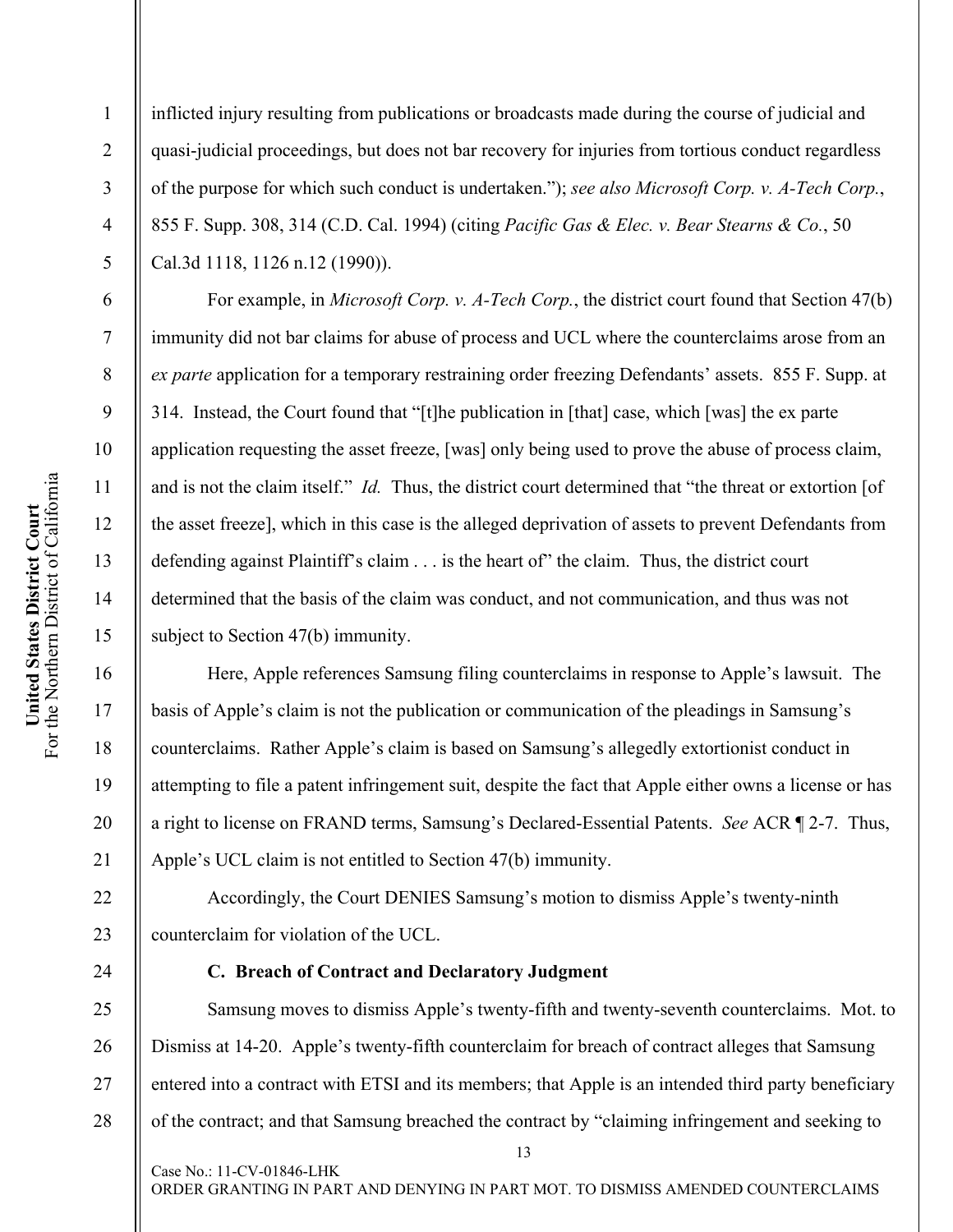inflicted injury resulting from publications or broadcasts made during the course of judicial and quasi-judicial proceedings, but does not bar recovery for injuries from tortious conduct regardless of the purpose for which such conduct is undertaken."); *see also Microsoft Corp. v. A-Tech Corp.*, 855 F. Supp. 308, 314 (C.D. Cal. 1994) (citing *Pacific Gas & Elec. v. Bear Stearns & Co.*, 50 Cal.3d 1118, 1126 n.12 (1990)).

For example, in *Microsoft Corp. v. A-Tech Corp.*, the district court found that Section 47(b) immunity did not bar claims for abuse of process and UCL where the counterclaims arose from an *ex parte* application for a temporary restraining order freezing Defendants' assets. 855 F. Supp. at 314. Instead, the Court found that "[t]he publication in [that] case, which [was] the ex parte application requesting the asset freeze, [was] only being used to prove the abuse of process claim, and is not the claim itself." *Id.* Thus, the district court determined that "the threat or extortion [of the asset freeze], which in this case is the alleged deprivation of assets to prevent Defendants from defending against Plaintiff's claim . . . is the heart of" the claim. Thus, the district court determined that the basis of the claim was conduct, and not communication, and thus was not subject to Section 47(b) immunity.

Here, Apple references Samsung filing counterclaims in response to Apple's lawsuit. The basis of Apple's claim is not the publication or communication of the pleadings in Samsung's counterclaims. Rather Apple's claim is based on Samsung's allegedly extortionist conduct in attempting to file a patent infringement suit, despite the fact that Apple either owns a license or has a right to license on FRAND terms, Samsung's Declared-Essential Patents. *See* ACR ¶ 2-7. Thus, Apple's UCL claim is not entitled to Section 47(b) immunity.

Accordingly, the Court DENIES Samsung's motion to dismiss Apple's twenty-ninth counterclaim for violation of the UCL.

### C. Breach of Contract and Declaratory Judgment

Samsung moves to dismiss Apple's twenty-fifth and twenty-seventh counterclaims. Mot. to Dismiss at 14-20. Apple's twenty-fifth counterclaim for breach of contract alleges that Samsung entered into a contract with ETSI and its members; that Apple is an intended third party beneficiary of the contract; and that Samsung breached the contract by "claiming infringement and seeking to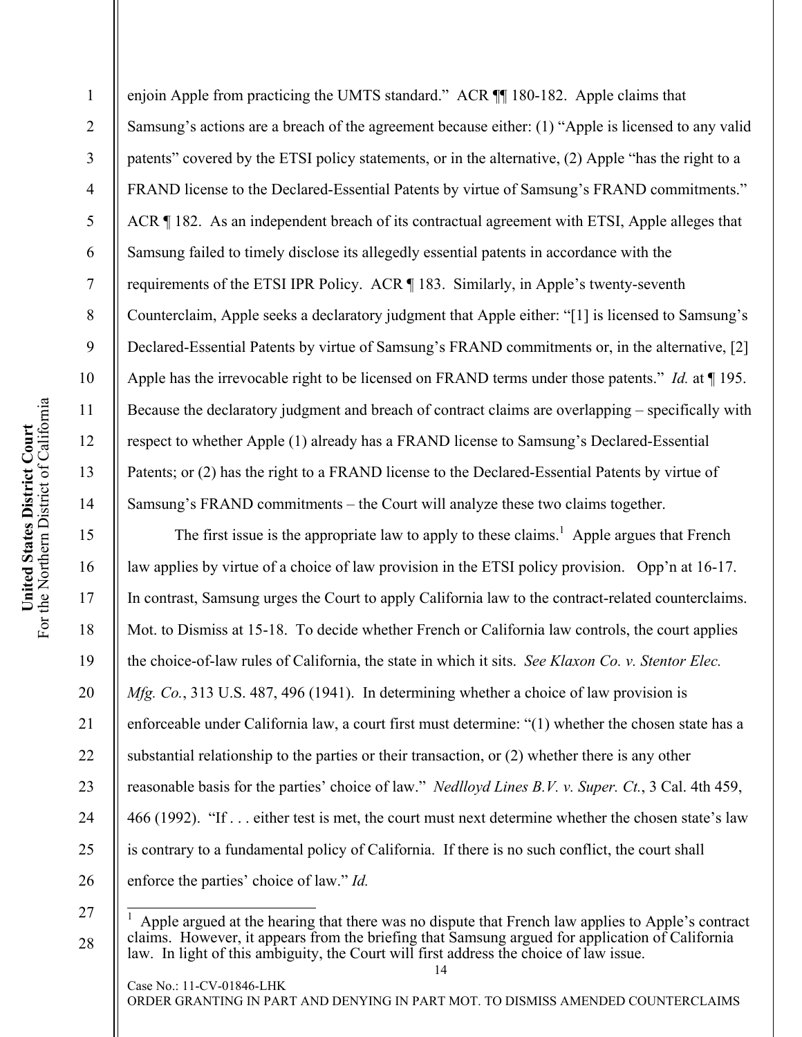enjoin Apple from practicing the UMTS standard." ACR ¶¶ 180-182. Apple claims that Samsung's actions are a breach of the agreement because either: (1) "Apple is licensed to any valid patents" covered by the ETSI policy statements, or in the alternative, (2) Apple "has the right to a FRAND license to the Declared-Essential Patents by virtue of Samsung's FRAND commitments." ACR ¶ 182. As an independent breach of its contractual agreement with ETSI, Apple alleges that Samsung failed to timely disclose its allegedly essential patents in accordance with the requirements of the ETSI IPR Policy. ACR ¶ 183. Similarly, in Apple's twenty-seventh Counterclaim, Apple seeks a declaratory judgment that Apple either: "[1] is licensed to Samsung's Declared-Essential Patents by virtue of Samsung's FRAND commitments or, in the alternative, [2] Apple has the irrevocable right to be licensed on FRAND terms under those patents." *Id.* at ¶ 195. Because the declaratory judgment and breach of contract claims are overlapping – specifically with respect to whether Apple (1) already has a FRAND license to Samsung's Declared-Essential Patents; or (2) has the right to a FRAND license to the Declared-Essential Patents by virtue of Samsung's FRAND commitments – the Court will analyze these two claims together.

The first issue is the appropriate law to apply to these claims.[1] Apple argues that French law applies by virtue of a choice of law provision in the ETSI policy provision. Opp'n at 16-17. In contrast, Samsung urges the Court to apply California law to the contract-related counterclaims. Mot. to Dismiss at 15-18. To decide whether French or California law controls, the court applies the choice-of-law rules of California, the state in which it sits. *See Klaxon Co. v. Stentor Elec. Mfg. Co.*, 313 U.S. 487, 496 (1941). In determining whether a choice of law provision is enforceable under California law, a court first must determine: "(1) whether the chosen state has a substantial relationship to the parties or their transaction, or (2) whether there is any other reasonable basis for the parties' choice of law." *Nedlloyd Lines B.V. v. Super. Ct.*, 3 Cal. 4th 459, 466 (1992). "If . . . either test is met, the court must next determine whether the chosen state's law is contrary to a fundamental policy of California. If there is no such conflict, the court shall enforce the parties' choice of law." *Id.*

---

[1] Apple argued at the hearing that there was no dispute that French law applies to Apple's contract claims. However, it appears from the briefing that Samsung argued for application of California law. In light of this ambiguity, the Court will first address the choice of law issue.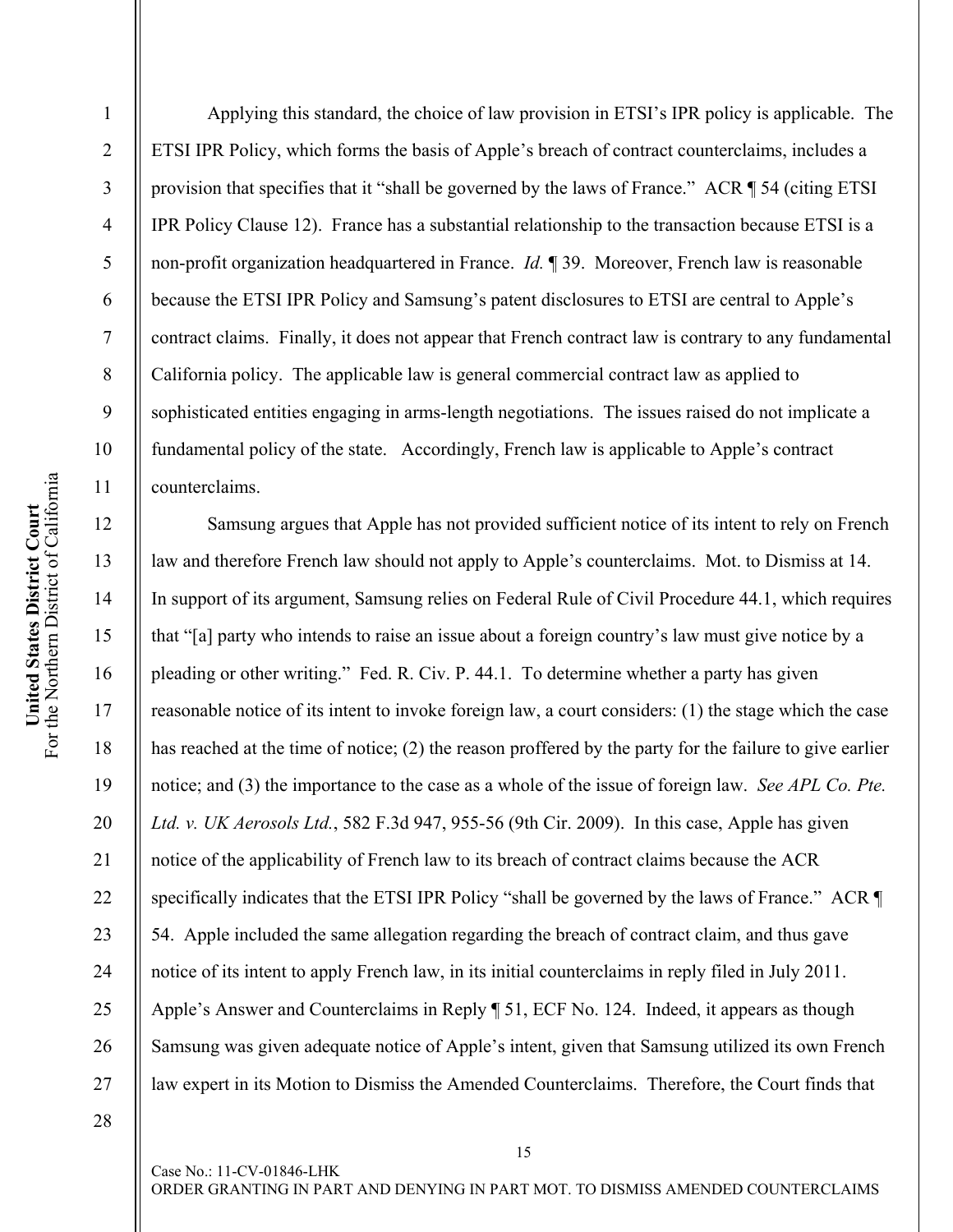Applying this standard, the choice of law provision in ETSI's IPR policy is applicable. The ETSI IPR Policy, which forms the basis of Apple's breach of contract counterclaims, includes a provision that specifies that it "shall be governed by the laws of France." ACR ¶ 54 (citing ETSI IPR Policy Clause 12). France has a substantial relationship to the transaction because ETSI is a non-profit organization headquartered in France. *Id.* ¶ 39. Moreover, French law is reasonable because the ETSI IPR Policy and Samsung's patent disclosures to ETSI are central to Apple's contract claims. Finally, it does not appear that French contract law is contrary to any fundamental California policy. The applicable law is general commercial contract law as applied to sophisticated entities engaging in arms-length negotiations. The issues raised do not implicate a fundamental policy of the state. Accordingly, French law is applicable to Apple's contract counterclaims.

Samsung argues that Apple has not provided sufficient notice of its intent to rely on French law and therefore French law should not apply to Apple's counterclaims. Mot. to Dismiss at 14. In support of its argument, Samsung relies on Federal Rule of Civil Procedure 44.1, which requires that "[a] party who intends to raise an issue about a foreign country's law must give notice by a pleading or other writing." Fed. R. Civ. P. 44.1. To determine whether a party has given reasonable notice of its intent to invoke foreign law, a court considers: (1) the stage which the case has reached at the time of notice; (2) the reason proffered by the party for the failure to give earlier notice; and (3) the importance to the case as a whole of the issue of foreign law. *See APL Co. Pte. Ltd. v. UK Aerosols Ltd.*, 582 F.3d 947, 955-56 (9th Cir. 2009). In this case, Apple has given notice of the applicability of French law to its breach of contract claims because the ACR specifically indicates that the ETSI IPR Policy "shall be governed by the laws of France." ACR ¶ 54. Apple included the same allegation regarding the breach of contract claim, and thus gave notice of its intent to apply French law, in its initial counterclaims in reply filed in July 2011. Apple's Answer and Counterclaims in Reply ¶ 51, ECF No. 124. Indeed, it appears as though Samsung was given adequate notice of Apple's intent, given that Samsung utilized its own French law expert in its Motion to Dismiss the Amended Counterclaims. Therefore, the Court finds that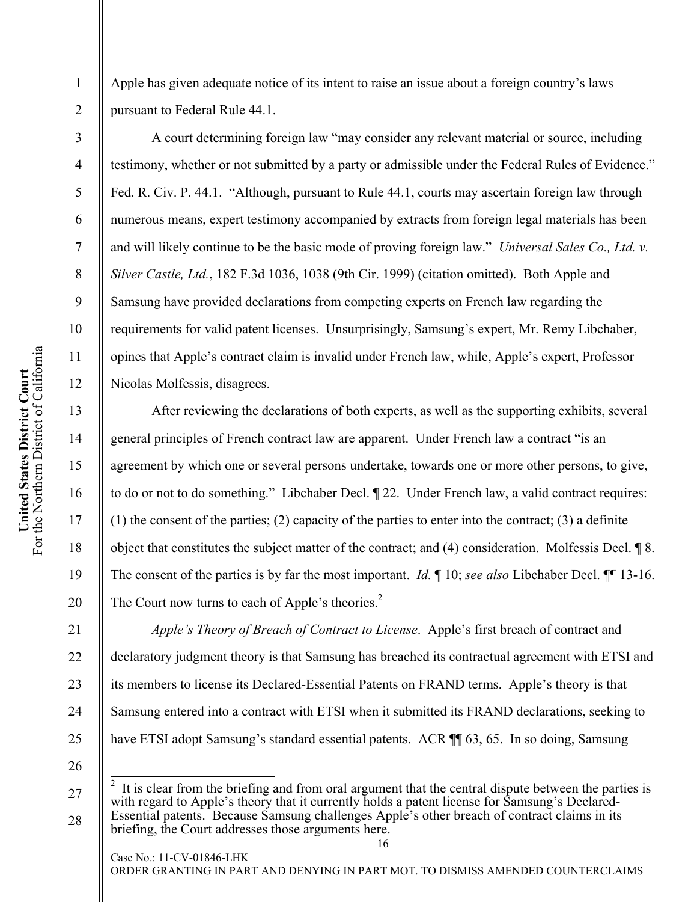Apple has given adequate notice of its intent to raise an issue about a foreign country's laws pursuant to Federal Rule 44.1.

A court determining foreign law "may consider any relevant material or source, including testimony, whether or not submitted by a party or admissible under the Federal Rules of Evidence." Fed. R. Civ. P. 44.1. "Although, pursuant to Rule 44.1, courts may ascertain foreign law through numerous means, expert testimony accompanied by extracts from foreign legal materials has been and will likely continue to be the basic mode of proving foreign law." *Universal Sales Co., Ltd. v. Silver Castle, Ltd.*, 182 F.3d 1036, 1038 (9th Cir. 1999) (citation omitted). Both Apple and Samsung have provided declarations from competing experts on French law regarding the requirements for valid patent licenses. Unsurprisingly, Samsung's expert, Mr. Remy Libchaber, opines that Apple's contract claim is invalid under French law, while, Apple's expert, Professor Nicolas Molfessis, disagrees.

After reviewing the declarations of both experts, as well as the supporting exhibits, several general principles of French contract law are apparent. Under French law a contract "is an agreement by which one or several persons undertake, towards one or more other persons, to give, to do or not to do something." Libchaber Decl. ¶ 22. Under French law, a valid contract requires: (1) the consent of the parties; (2) capacity of the parties to enter into the contract; (3) a definite object that constitutes the subject matter of the contract; and (4) consideration. Molfessis Decl. ¶ 8. The consent of the parties is by far the most important. *Id.* ¶ 10; *see also* Libchaber Decl. ¶¶ 13-16. The Court now turns to each of Apple's theories.[2]

*Apple's Theory of Breach of Contract to License*. Apple's first breach of contract and declaratory judgment theory is that Samsung has breached its contractual agreement with ETSI and its members to license its Declared-Essential Patents on FRAND terms. Apple's theory is that Samsung entered into a contract with ETSI when it submitted its FRAND declarations, seeking to have ETSI adopt Samsung's standard essential patents. ACR ¶¶ 63, 65. In so doing, Samsung

---

[2] It is clear from the briefing and from oral argument that the central dispute between the parties is with regard to Apple's theory that it currently holds a patent license for Samsung's Declared-Essential patents. Because Samsung challenges Apple's other breach of contract claims in its briefing, the Court addresses those arguments here.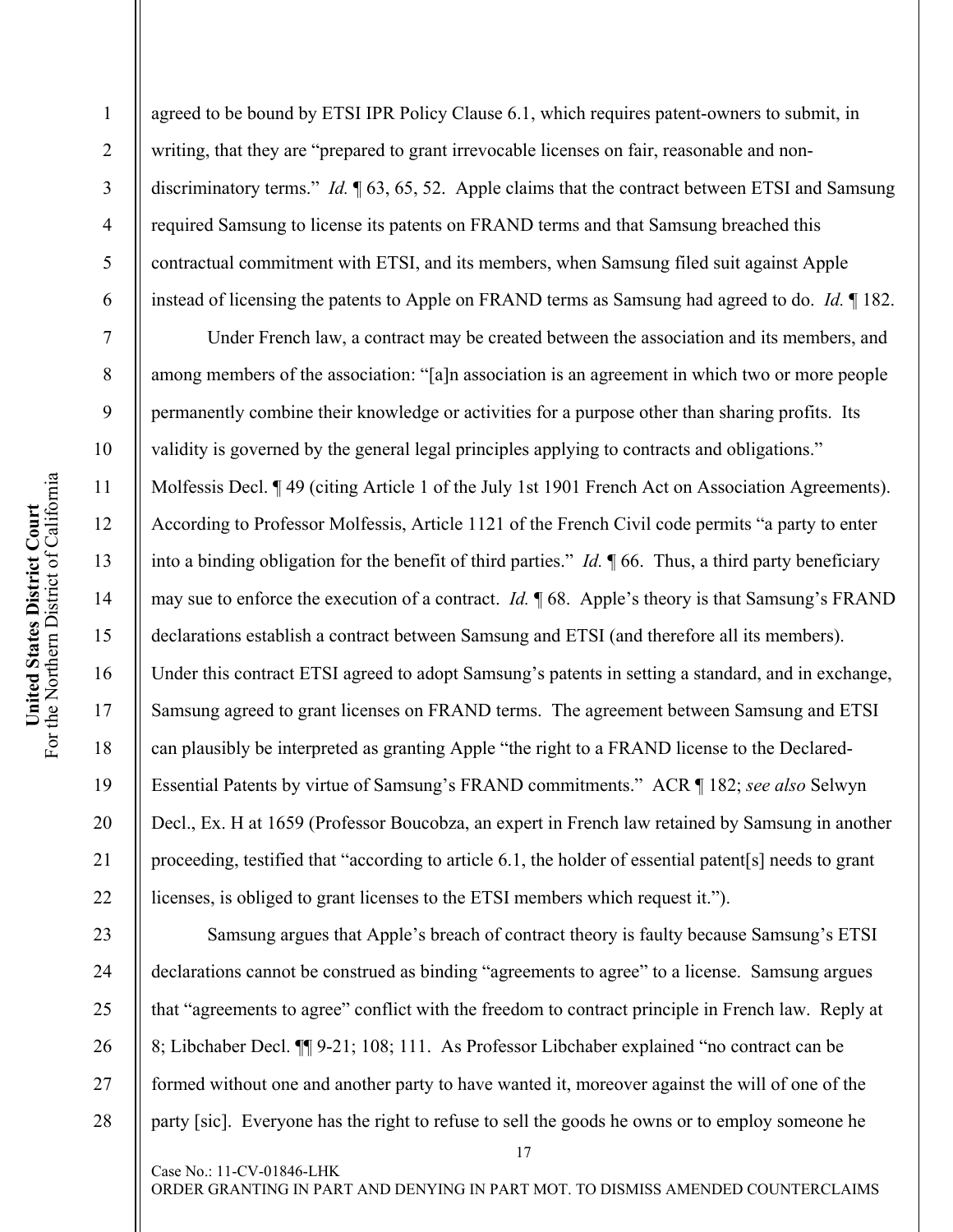agreed to be bound by ETSI IPR Policy Clause 6.1, which requires patent-owners to submit, in writing, that they are "prepared to grant irrevocable licenses on fair, reasonable and non-discriminatory terms." *Id.* ¶ 63, 65, 52. Apple claims that the contract between ETSI and Samsung required Samsung to license its patents on FRAND terms and that Samsung breached this contractual commitment with ETSI, and its members, when Samsung filed suit against Apple instead of licensing the patents to Apple on FRAND terms as Samsung had agreed to do. *Id.* ¶ 182.

Under French law, a contract may be created between the association and its members, and among members of the association: "[a]n association is an agreement in which two or more people permanently combine their knowledge or activities for a purpose other than sharing profits. Its validity is governed by the general legal principles applying to contracts and obligations." Molfessis Decl. ¶ 49 (citing Article 1 of the July 1st 1901 French Act on Association Agreements). According to Professor Molfessis, Article 1121 of the French Civil code permits "a party to enter into a binding obligation for the benefit of third parties." *Id.* ¶ 66. Thus, a third party beneficiary may sue to enforce the execution of a contract. *Id.* ¶ 68. Apple's theory is that Samsung's FRAND declarations establish a contract between Samsung and ETSI (and therefore all its members). Under this contract ETSI agreed to adopt Samsung's patents in setting a standard, and in exchange, Samsung agreed to grant licenses on FRAND terms. The agreement between Samsung and ETSI can plausibly be interpreted as granting Apple "the right to a FRAND license to the Declared-Essential Patents by virtue of Samsung's FRAND commitments." ACR ¶ 182; *see also* Selwyn Decl., Ex. H at 1659 (Professor Boucobza, an expert in French law retained by Samsung in another proceeding, testified that "according to article 6.1, the holder of essential patent[s] needs to grant licenses, is obliged to grant licenses to the ETSI members which request it.").

Samsung argues that Apple's breach of contract theory is faulty because Samsung's ETSI declarations cannot be construed as binding "agreements to agree" to a license. Samsung argues that "agreements to agree" conflict with the freedom to contract principle in French law. Reply at 8; Libchaber Decl. ¶¶ 9-21; 108; 111. As Professor Libchaber explained "no contract can be formed without one and another party to have wanted it, moreover against the will of one of the party [sic]. Everyone has the right to refuse to sell the goods he owns or to employ someone he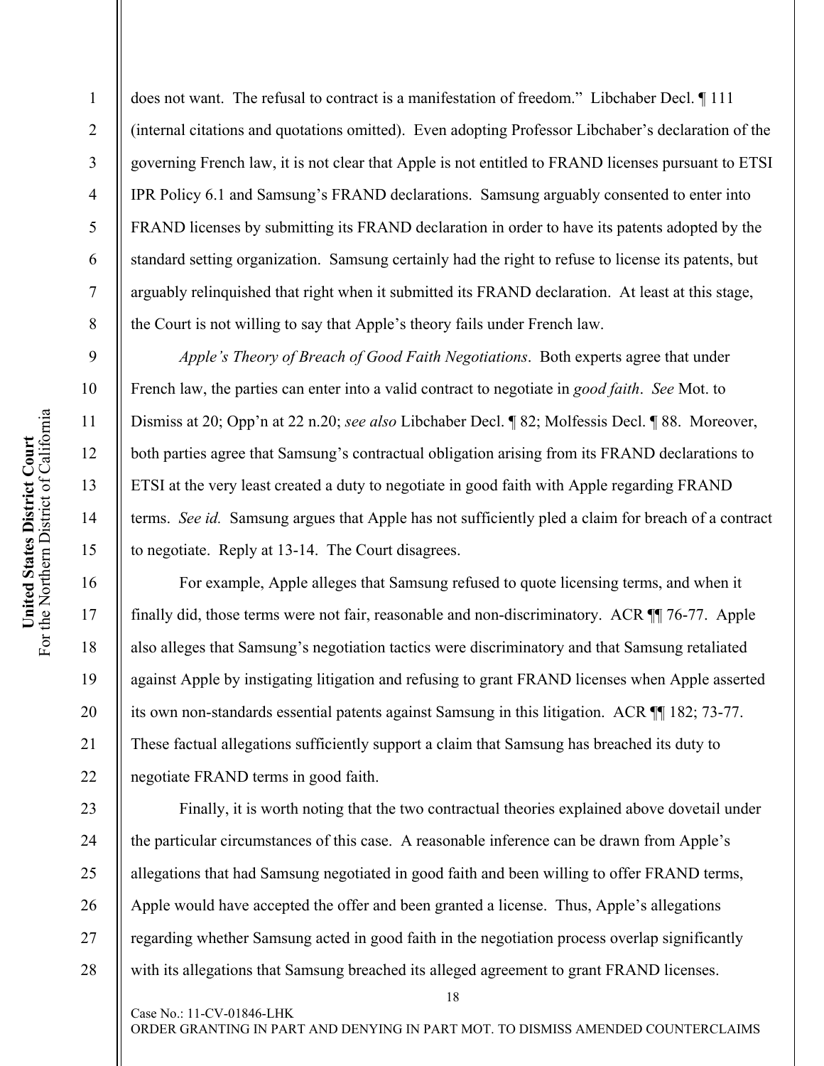does not want. The refusal to contract is a manifestation of freedom." Libchaber Decl. ¶ 111 (internal citations and quotations omitted). Even adopting Professor Libchaber's declaration of the governing French law, it is not clear that Apple is not entitled to FRAND licenses pursuant to ETSI IPR Policy 6.1 and Samsung's FRAND declarations. Samsung arguably consented to enter into FRAND licenses by submitting its FRAND declaration in order to have its patents adopted by the standard setting organization. Samsung certainly had the right to refuse to license its patents, but arguably relinquished that right when it submitted its FRAND declaration. At least at this stage, the Court is not willing to say that Apple's theory fails under French law.

*Apple's Theory of Breach of Good Faith Negotiations*. Both experts agree that under French law, the parties can enter into a valid contract to negotiate in *good faith*. *See* Mot. to Dismiss at 20; Opp'n at 22 n.20; *see also* Libchaber Decl. ¶ 82; Molfessis Decl. ¶ 88. Moreover, both parties agree that Samsung's contractual obligation arising from its FRAND declarations to ETSI at the very least created a duty to negotiate in good faith with Apple regarding FRAND terms. *See id.* Samsung argues that Apple has not sufficiently pled a claim for breach of a contract to negotiate. Reply at 13-14. The Court disagrees.

For example, Apple alleges that Samsung refused to quote licensing terms, and when it finally did, those terms were not fair, reasonable and non-discriminatory. ACR ¶¶ 76-77. Apple also alleges that Samsung's negotiation tactics were discriminatory and that Samsung retaliated against Apple by instigating litigation and refusing to grant FRAND licenses when Apple asserted its own non-standards essential patents against Samsung in this litigation. ACR ¶¶ 182; 73-77. These factual allegations sufficiently support a claim that Samsung has breached its duty to negotiate FRAND terms in good faith.

Finally, it is worth noting that the two contractual theories explained above dovetail under the particular circumstances of this case. A reasonable inference can be drawn from Apple's allegations that had Samsung negotiated in good faith and been willing to offer FRAND terms, Apple would have accepted the offer and been granted a license. Thus, Apple's allegations regarding whether Samsung acted in good faith in the negotiation process overlap significantly with its allegations that Samsung breached its alleged agreement to grant FRAND licenses.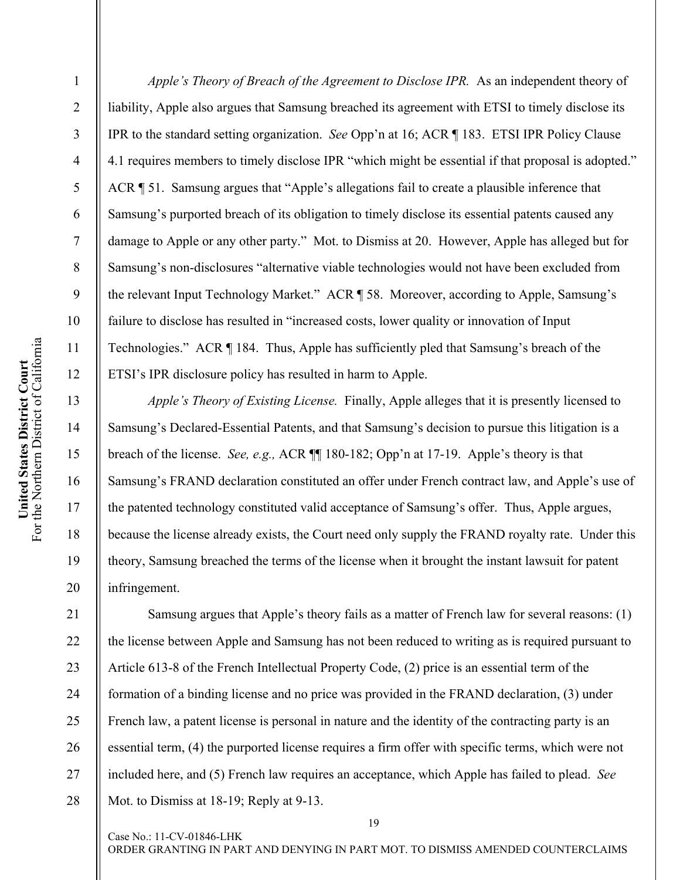*Apple's Theory of Breach of the Agreement to Disclose IPR.* As an independent theory of liability, Apple also argues that Samsung breached its agreement with ETSI to timely disclose its IPR to the standard setting organization. *See* Opp'n at 16; ACR ¶ 183. ETSI IPR Policy Clause 4.1 requires members to timely disclose IPR "which might be essential if that proposal is adopted." ACR ¶ 51. Samsung argues that "Apple's allegations fail to create a plausible inference that Samsung's purported breach of its obligation to timely disclose its essential patents caused any damage to Apple or any other party." Mot. to Dismiss at 20. However, Apple has alleged but for Samsung's non-disclosures "alternative viable technologies would not have been excluded from the relevant Input Technology Market." ACR ¶ 58. Moreover, according to Apple, Samsung's failure to disclose has resulted in "increased costs, lower quality or innovation of Input Technologies." ACR ¶ 184. Thus, Apple has sufficiently pled that Samsung's breach of the ETSI's IPR disclosure policy has resulted in harm to Apple.

*Apple's Theory of Existing License.* Finally, Apple alleges that it is presently licensed to Samsung's Declared-Essential Patents, and that Samsung's decision to pursue this litigation is a breach of the license. *See, e.g.,* ACR ¶¶ 180-182; Opp'n at 17-19. Apple's theory is that Samsung's FRAND declaration constituted an offer under French contract law, and Apple's use of the patented technology constituted valid acceptance of Samsung's offer. Thus, Apple argues, because the license already exists, the Court need only supply the FRAND royalty rate. Under this theory, Samsung breached the terms of the license when it brought the instant lawsuit for patent infringement.

Samsung argues that Apple's theory fails as a matter of French law for several reasons: (1) the license between Apple and Samsung has not been reduced to writing as is required pursuant to Article 613-8 of the French Intellectual Property Code, (2) price is an essential term of the formation of a binding license and no price was provided in the FRAND declaration, (3) under French law, a patent license is personal in nature and the identity of the contracting party is an essential term, (4) the purported license requires a firm offer with specific terms, which were not included here, and (5) French law requires an acceptance, which Apple has failed to plead. *See* Mot. to Dismiss at 18-19; Reply at 9-13.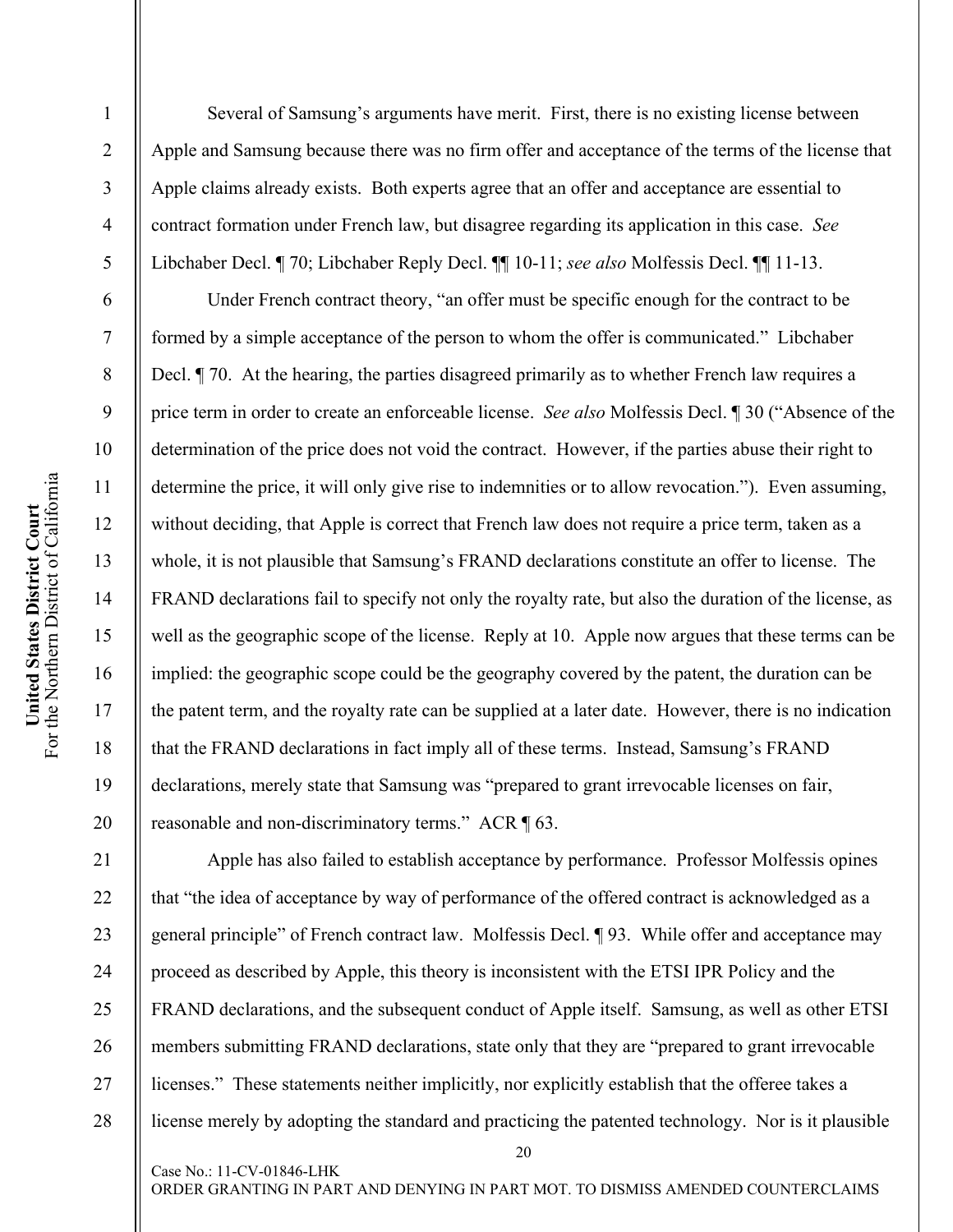Several of Samsung's arguments have merit. First, there is no existing license between Apple and Samsung because there was no firm offer and acceptance of the terms of the license that Apple claims already exists. Both experts agree that an offer and acceptance are essential to contract formation under French law, but disagree regarding its application in this case. *See* Libchaber Decl. ¶ 70; Libchaber Reply Decl. ¶¶ 10-11; *see also* Molfessis Decl. ¶¶ 11-13.

Under French contract theory, "an offer must be specific enough for the contract to be formed by a simple acceptance of the person to whom the offer is communicated." Libchaber Decl. ¶ 70. At the hearing, the parties disagreed primarily as to whether French law requires a price term in order to create an enforceable license. *See also* Molfessis Decl. ¶ 30 ("Absence of the determination of the price does not void the contract. However, if the parties abuse their right to determine the price, it will only give rise to indemnities or to allow revocation."). Even assuming, without deciding, that Apple is correct that French law does not require a price term, taken as a whole, it is not plausible that Samsung's FRAND declarations constitute an offer to license. The FRAND declarations fail to specify not only the royalty rate, but also the duration of the license, as well as the geographic scope of the license. Reply at 10. Apple now argues that these terms can be implied: the geographic scope could be the geography covered by the patent, the duration can be the patent term, and the royalty rate can be supplied at a later date. However, there is no indication that the FRAND declarations in fact imply all of these terms. Instead, Samsung's FRAND declarations, merely state that Samsung was "prepared to grant irrevocable licenses on fair, reasonable and non-discriminatory terms." ACR ¶ 63.

Apple has also failed to establish acceptance by performance. Professor Molfessis opines that "the idea of acceptance by way of performance of the offered contract is acknowledged as a general principle" of French contract law. Molfessis Decl. ¶ 93. While offer and acceptance may proceed as described by Apple, this theory is inconsistent with the ETSI IPR Policy and the FRAND declarations, and the subsequent conduct of Apple itself. Samsung, as well as other ETSI members submitting FRAND declarations, state only that they are "prepared to grant irrevocable licenses." These statements neither implicitly, nor explicitly establish that the offeree takes a license merely by adopting the standard and practicing the patented technology. Nor is it plausible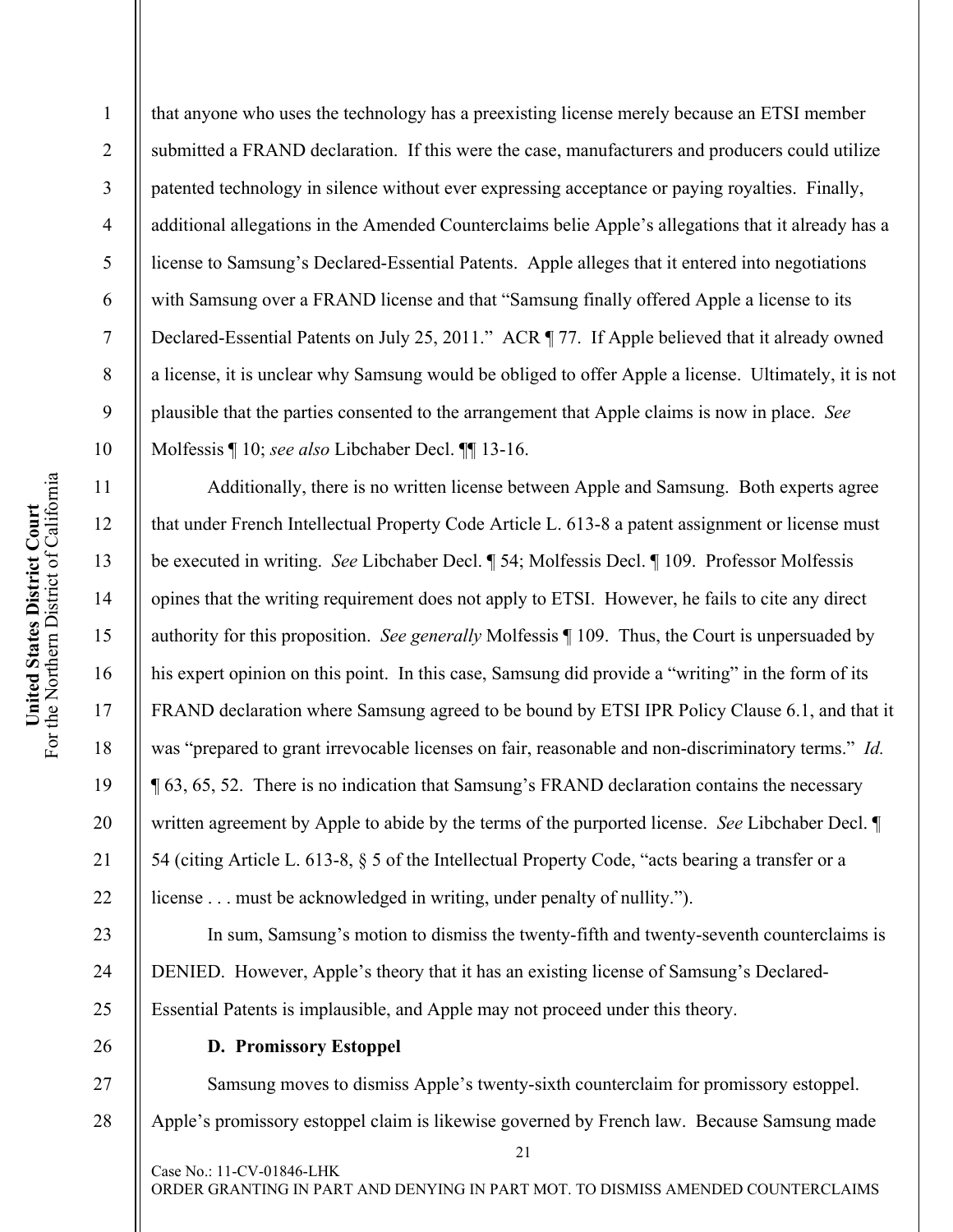that anyone who uses the technology has a preexisting license merely because an ETSI member submitted a FRAND declaration. If this were the case, manufacturers and producers could utilize patented technology in silence without ever expressing acceptance or paying royalties. Finally, additional allegations in the Amended Counterclaims belie Apple's allegations that it already has a license to Samsung's Declared-Essential Patents. Apple alleges that it entered into negotiations with Samsung over a FRAND license and that "Samsung finally offered Apple a license to its Declared-Essential Patents on July 25, 2011." ACR ¶ 77. If Apple believed that it already owned a license, it is unclear why Samsung would be obliged to offer Apple a license. Ultimately, it is not plausible that the parties consented to the arrangement that Apple claims is now in place. *See* Molfessis ¶ 10; *see also* Libchaber Decl. ¶¶ 13-16.

Additionally, there is no written license between Apple and Samsung. Both experts agree that under French Intellectual Property Code Article L. 613-8 a patent assignment or license must be executed in writing. *See* Libchaber Decl. ¶ 54; Molfessis Decl. ¶ 109. Professor Molfessis opines that the writing requirement does not apply to ETSI. However, he fails to cite any direct authority for this proposition. *See generally* Molfessis ¶ 109. Thus, the Court is unpersuaded by his expert opinion on this point. In this case, Samsung did provide a "writing" in the form of its FRAND declaration where Samsung agreed to be bound by ETSI IPR Policy Clause 6.1, and that it was "prepared to grant irrevocable licenses on fair, reasonable and non-discriminatory terms." *Id.* ¶ 63, 65, 52. There is no indication that Samsung's FRAND declaration contains the necessary written agreement by Apple to abide by the terms of the purported license. *See* Libchaber Decl. ¶ 54 (citing Article L. 613-8, § 5 of the Intellectual Property Code, "acts bearing a transfer or a license . . . must be acknowledged in writing, under penalty of nullity.").

In sum, Samsung's motion to dismiss the twenty-fifth and twenty-seventh counterclaims is DENIED. However, Apple's theory that it has an existing license of Samsung's Declared-Essential Patents is implausible, and Apple may not proceed under this theory.

### D. Promissory Estoppel

Samsung moves to dismiss Apple's twenty-sixth counterclaim for promissory estoppel. Apple's promissory estoppel claim is likewise governed by French law. Because Samsung made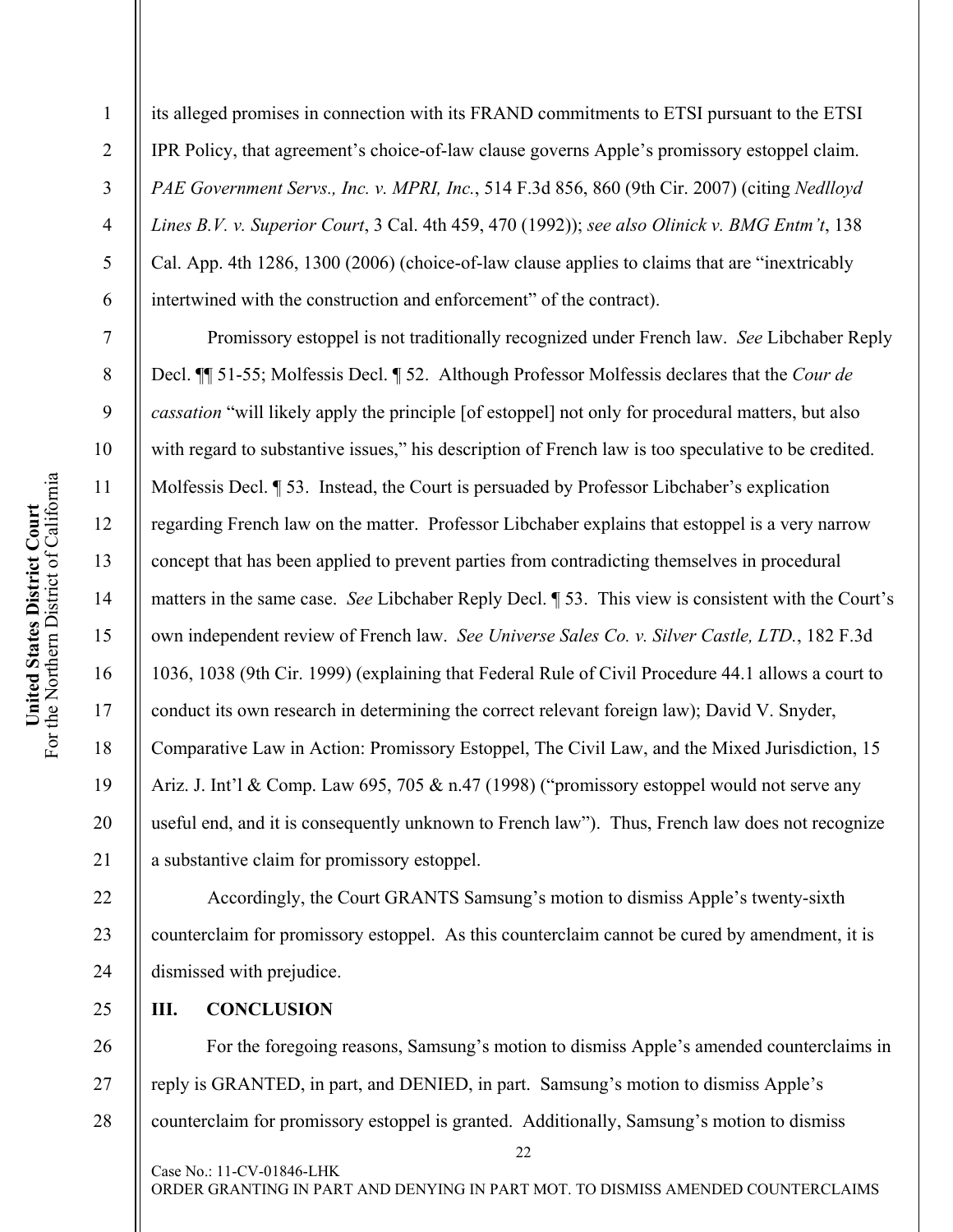its alleged promises in connection with its FRAND commitments to ETSI pursuant to the ETSI IPR Policy, that agreement's choice-of-law clause governs Apple's promissory estoppel claim. *PAE Government Servs., Inc. v. MPRI, Inc.*, 514 F.3d 856, 860 (9th Cir. 2007) (citing *Nedlloyd Lines B.V. v. Superior Court*, 3 Cal. 4th 459, 470 (1992)); *see also Olinick v. BMG Entm't*, 138 Cal. App. 4th 1286, 1300 (2006) (choice-of-law clause applies to claims that are "inextricably intertwined with the construction and enforcement" of the contract).

Promissory estoppel is not traditionally recognized under French law. *See* Libchaber Reply Decl. ¶¶ 51-55; Molfessis Decl. ¶ 52. Although Professor Molfessis declares that the *Cour de cassation* "will likely apply the principle [of estoppel] not only for procedural matters, but also with regard to substantive issues," his description of French law is too speculative to be credited. Molfessis Decl. ¶ 53. Instead, the Court is persuaded by Professor Libchaber's explication regarding French law on the matter. Professor Libchaber explains that estoppel is a very narrow concept that has been applied to prevent parties from contradicting themselves in procedural matters in the same case. *See* Libchaber Reply Decl. ¶ 53. This view is consistent with the Court's own independent review of French law. *See Universe Sales Co. v. Silver Castle, LTD.*, 182 F.3d 1036, 1038 (9th Cir. 1999) (explaining that Federal Rule of Civil Procedure 44.1 allows a court to conduct its own research in determining the correct relevant foreign law); David V. Snyder, Comparative Law in Action: Promissory Estoppel, The Civil Law, and the Mixed Jurisdiction, 15 Ariz. J. Int'l & Comp. Law 695, 705 & n.47 (1998) ("promissory estoppel would not serve any useful end, and it is consequently unknown to French law"). Thus, French law does not recognize a substantive claim for promissory estoppel.

Accordingly, the Court GRANTS Samsung's motion to dismiss Apple's twenty-sixth counterclaim for promissory estoppel. As this counterclaim cannot be cured by amendment, it is dismissed with prejudice.

## III. CONCLUSION

For the foregoing reasons, Samsung's motion to dismiss Apple's amended counterclaims in reply is GRANTED, in part, and DENIED, in part. Samsung's motion to dismiss Apple's counterclaim for promissory estoppel is granted. Additionally, Samsung's motion to dismiss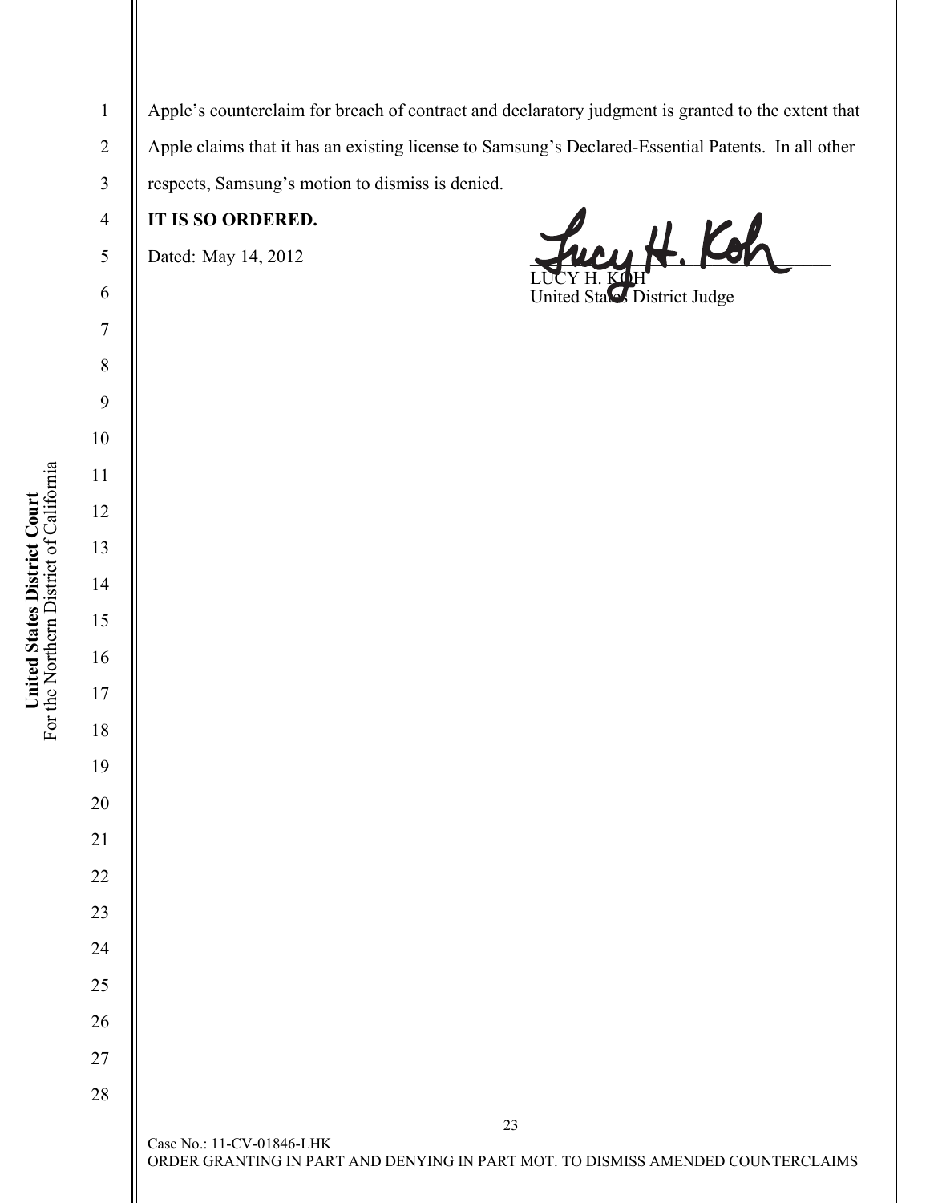Apple's counterclaim for breach of contract and declaratory judgment is granted to the extent that Apple claims that it has an existing license to Samsung's Declared-Essential Patents. In all other respects, Samsung's motion to dismiss is denied.

**IT IS SO ORDERED.**

Dated: May 14, 2012

LUCY H. KOH
United States District Judge